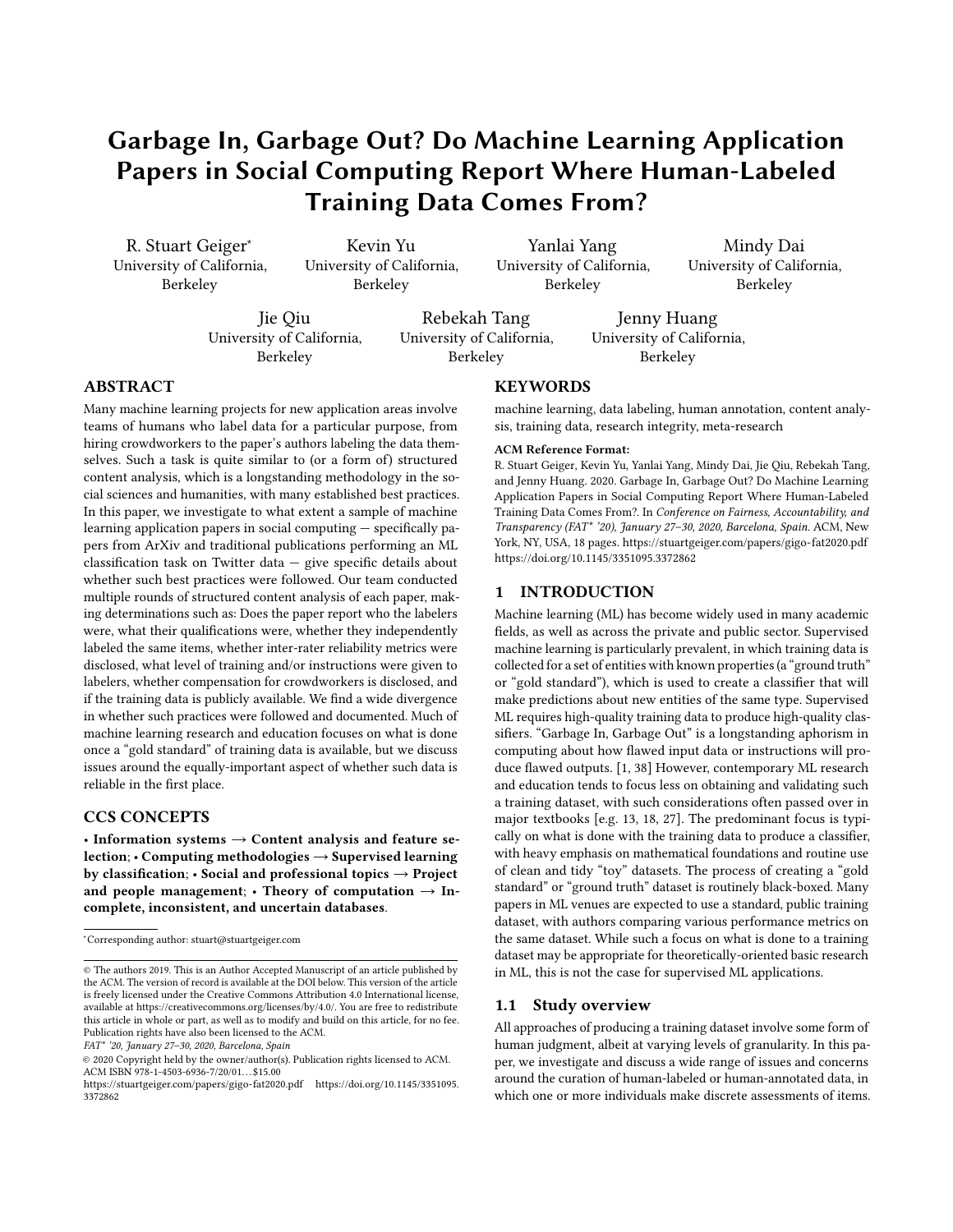# Garbage In, Garbage Out? Do Machine Learning Application Papers in Social Computing Report Where Human-Labeled Training Data Comes From?

R. Stuart Geiger*
University of California, Berkeley

Kevin Yu
University of California, Berkeley

Yanlai Yang
University of California, Berkeley

Mindy Dai
University of California, Berkeley

Jie Qiu
University of California, Berkeley

Rebekah Tang
University of California, Berkeley

Jenny Huang
University of California, Berkeley

## ABSTRACT

Many machine learning projects for new application areas involve teams of humans who label data for a particular purpose, from hiring crowdworkers to the paper's authors labeling the data themselves. Such a task is quite similar to (or a form of) structured content analysis, which is a longstanding methodology in the social sciences and humanities, with many established best practices. In this paper, we investigate to what extent a sample of machine learning application papers in social computing — specifically papers from ArXiv and traditional publications performing an ML classification task on Twitter data — give specific details about whether such best practices were followed. Our team conducted multiple rounds of structured content analysis of each paper, making determinations such as: Does the paper report who the labelers were, what their qualifications were, whether they independently labeled the same items, whether inter-rater reliability metrics were disclosed, what level of training and/or instructions were given to labelers, whether compensation for crowdworkers is disclosed, and if the training data is publicly available. We find a wide divergence in whether such practices were followed and documented. Much of machine learning research and education focuses on what is done once a "gold standard" of training data is available, but we discuss issues around the equally-important aspect of whether such data is reliable in the first place.

## CCS CONCEPTS

• **Information systems → Content analysis and feature selection**; • **Computing methodologies → Supervised learning by classification**; • **Social and professional topics → Project and people management**; • **Theory of computation → Incomplete, inconsistent, and uncertain databases**.

*Corresponding author: stuart@stuartgeiger.com

© The authors 2019. This is an Author Accepted Manuscript of an article published by the ACM. The version of record is available at the DOI below. This version of the article is freely licensed under the Creative Commons Attribution 4.0 International license, available at https://creativecommons.org/licenses/by/4.0/. You are free to redistribute this article in whole or part, as well as to modify and build on this article, for no fee. Publication rights have also been licensed to the ACM.
*FAT* '20, January 27–30, 2020, Barcelona, Spain*
© 2020 Copyright held by the owner/author(s). Publication rights licensed to ACM.
ACM ISBN 978-1-4503-6936-7/20/01…$15.00
https://stuartgeiger.com/papers/gigo-fat2020.pdf https://doi.org/10.1145/3351095.3372862

## KEYWORDS

machine learning, data labeling, human annotation, content analysis, training data, research integrity, meta-research

**ACM Reference Format:**
R. Stuart Geiger, Kevin Yu, Yanlai Yang, Mindy Dai, Jie Qiu, Rebekah Tang, and Jenny Huang. 2020. Garbage In, Garbage Out? Do Machine Learning Application Papers in Social Computing Report Where Human-Labeled Training Data Comes From?. In *Conference on Fairness, Accountability, and Transparency (FAT* '20), January 27–30, 2020, Barcelona, Spain.* ACM, New York, NY, USA, 18 pages. https://stuartgeiger.com/papers/gigo-fat2020.pdf https://doi.org/10.1145/3351095.3372862

## 1 INTRODUCTION

Machine learning (ML) has become widely used in many academic fields, as well as across the private and public sector. Supervised machine learning is particularly prevalent, in which training data is collected for a set of entities with known properties (a "ground truth" or "gold standard"), which is used to create a classifier that will make predictions about new entities of the same type. Supervised ML requires high-quality training data to produce high-quality classifiers. "Garbage In, Garbage Out" is a longstanding aphorism in computing about how flawed input data or instructions will produce flawed outputs. [1, 38] However, contemporary ML research and education tends to focus less on obtaining and validating such a training dataset, with such considerations often passed over in major textbooks [e.g. 13, 18, 27]. The predominant focus is typically on what is done with the training data to produce a classifier, with heavy emphasis on mathematical foundations and routine use of clean and tidy "toy" datasets. The process of creating a "gold standard" or "ground truth" dataset is routinely black-boxed. Many papers in ML venues are expected to use a standard, public training dataset, with authors comparing various performance metrics on the same dataset. While such a focus on what is done to a training dataset may be appropriate for theoretically-oriented basic research in ML, this is not the case for supervised ML applications.

### 1.1 Study overview

All approaches of producing a training dataset involve some form of human judgment, albeit at varying levels of granularity. In this paper, we investigate and discuss a wide range of issues and concerns around the curation of human-labeled or human-annotated data, in which one or more individuals make discrete assessments of items.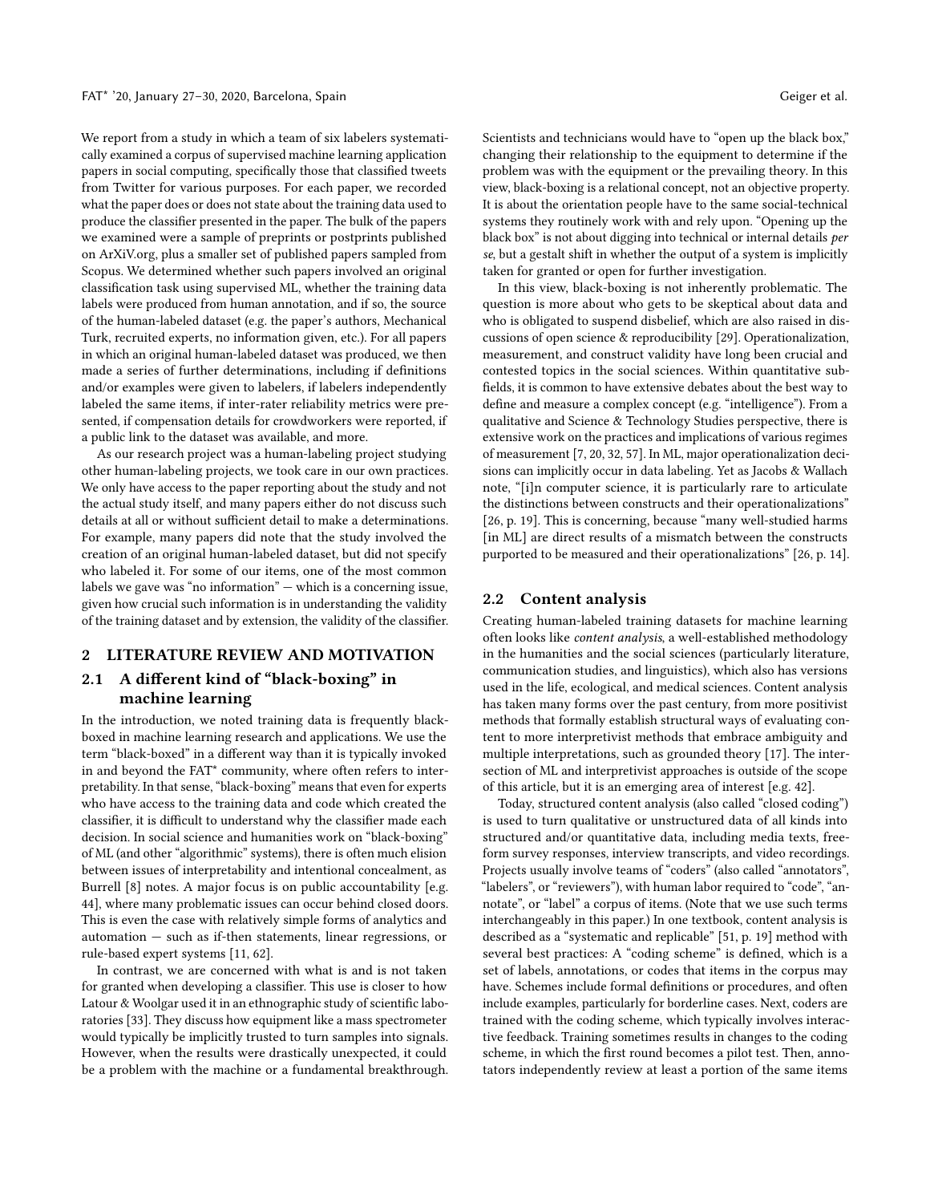We report from a study in which a team of six labelers systematically examined a corpus of supervised machine learning application papers in social computing, specifically those that classified tweets from Twitter for various purposes. For each paper, we recorded what the paper does or does not state about the training data used to produce the classifier presented in the paper. The bulk of the papers we examined were a sample of preprints or postprints published on ArXiV.org, plus a smaller set of published papers sampled from Scopus. We determined whether such papers involved an original classification task using supervised ML, whether the training data labels were produced from human annotation, and if so, the source of the human-labeled dataset (e.g. the paper's authors, Mechanical Turk, recruited experts, no information given, etc.). For all papers in which an original human-labeled dataset was produced, we then made a series of further determinations, including if definitions and/or examples were given to labelers, if labelers independently labeled the same items, if inter-rater reliability metrics were presented, if compensation details for crowdworkers were reported, if a public link to the dataset was available, and more.

As our research project was a human-labeling project studying other human-labeling projects, we took care in our own practices. We only have access to the paper reporting about the study and not the actual study itself, and many papers either do not discuss such details at all or without sufficient detail to make a determinations. For example, many papers did note that the study involved the creation of an original human-labeled dataset, but did not specify who labeled it. For some of our items, one of the most common labels we gave was "no information" — which is a concerning issue, given how crucial such information is in understanding the validity of the training dataset and by extension, the validity of the classifier.

## 2 LITERATURE REVIEW AND MOTIVATION

### 2.1 A different kind of "black-boxing" in machine learning

In the introduction, we noted training data is frequently black-boxed in machine learning research and applications. We use the term "black-boxed" in a different way than it is typically invoked in and beyond the FAT* community, where often refers to interpretability. In that sense, "black-boxing" means that even for experts who have access to the training data and code which created the classifier, it is difficult to understand why the classifier made each decision. In social science and humanities work on "black-boxing" of ML (and other "algorithmic" systems), there is often much elision between issues of interpretability and intentional concealment, as Burrell [8] notes. A major focus is on public accountability [e.g. 44], where many problematic issues can occur behind closed doors. This is even the case with relatively simple forms of analytics and automation — such as if-then statements, linear regressions, or rule-based expert systems [11, 62].

In contrast, we are concerned with what is and is not taken for granted when developing a classifier. This use is closer to how Latour & Woolgar used it in an ethnographic study of scientific laboratories [33]. They discuss how equipment like a mass spectrometer would typically be implicitly trusted to turn samples into signals. However, when the results were drastically unexpected, it could be a problem with the machine or a fundamental breakthrough. Scientists and technicians would have to "open up the black box," changing their relationship to the equipment to determine if the problem was with the equipment or the prevailing theory. In this view, black-boxing is a relational concept, not an objective property. It is about the orientation people have to the same social-technical systems they routinely work with and rely upon. "Opening up the black box" is not about digging into technical or internal details *per se*, but a gestalt shift in whether the output of a system is implicitly taken for granted or open for further investigation.

In this view, black-boxing is not inherently problematic. The question is more about who gets to be skeptical about data and who is obligated to suspend disbelief, which are also raised in discussions of open science & reproducibility [29]. Operationalization, measurement, and construct validity have long been crucial and contested topics in the social sciences. Within quantitative subfields, it is common to have extensive debates about the best way to define and measure a complex concept (e.g. "intelligence"). From a qualitative and Science & Technology Studies perspective, there is extensive work on the practices and implications of various regimes of measurement [7, 20, 32, 57]. In ML, major operationalization decisions can implicitly occur in data labeling. Yet as Jacobs & Wallach note, "[i]n computer science, it is particularly rare to articulate the distinctions between constructs and their operationalizations" [26, p. 19]. This is concerning, because "many well-studied harms [in ML] are direct results of a mismatch between the constructs purported to be measured and their operationalizations" [26, p. 14].

### 2.2 Content analysis

Creating human-labeled training datasets for machine learning often looks like *content analysis*, a well-established methodology in the humanities and the social sciences (particularly literature, communication studies, and linguistics), which also has versions used in the life, ecological, and medical sciences. Content analysis has taken many forms over the past century, from more positivist methods that formally establish structural ways of evaluating content to more interpretivist methods that embrace ambiguity and multiple interpretations, such as grounded theory [17]. The intersection of ML and interpretivist approaches is outside of the scope of this article, but it is an emerging area of interest [e.g. 42].

Today, structured content analysis (also called "closed coding") is used to turn qualitative or unstructured data of all kinds into structured and/or quantitative data, including media texts, free-form survey responses, interview transcripts, and video recordings. Projects usually involve teams of "coders" (also called "annotators", "labelers", or "reviewers"), with human labor required to "code", "annotate", or "label" a corpus of items. (Note that we use such terms interchangeably in this paper.) In one textbook, content analysis is described as a "systematic and replicable" [51, p. 19] method with several best practices: A "coding scheme" is defined, which is a set of labels, annotations, or codes that items in the corpus may have. Schemes include formal definitions or procedures, and often include examples, particularly for borderline cases. Next, coders are trained with the coding scheme, which typically involves interactive feedback. Training sometimes results in changes to the coding scheme, in which the first round becomes a pilot test. Then, annotators independently review at least a portion of the same items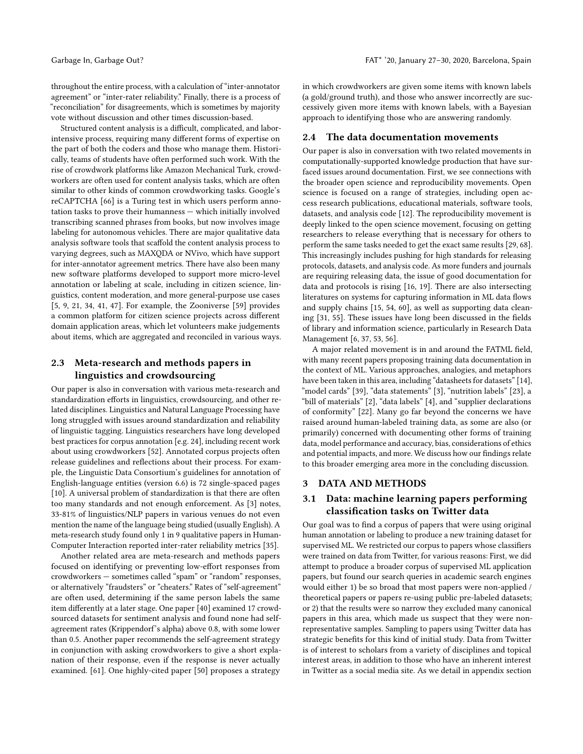throughout the entire process, with a calculation of "inter-annotator agreement" or "inter-rater reliability." Finally, there is a process of "reconciliation" for disagreements, which is sometimes by majority vote without discussion and other times discussion-based.

Structured content analysis is a difficult, complicated, and labor-intensive process, requiring many different forms of expertise on the part of both the coders and those who manage them. Historically, teams of students have often performed such work. With the rise of crowdwork platforms like Amazon Mechanical Turk, crowdworkers are often used for content analysis tasks, which are often similar to other kinds of common crowdworking tasks. Google's reCAPTCHA [66] is a Turing test in which users perform annotation tasks to prove their humanness — which initially involved transcribing scanned phrases from books, but now involves image labeling for autonomous vehicles. There are major qualitative data analysis software tools that scaffold the content analysis process to varying degrees, such as MAXQDA or NVivo, which have support for inter-annotator agreement metrics. There have also been many new software platforms developed to support more micro-level annotation or labeling at scale, including in citizen science, linguistics, content moderation, and more general-purpose use cases [5, 9, 21, 34, 41, 47]. For example, the Zooniverse [59] provides a common platform for citizen science projects across different domain application areas, which let volunteers make judgements about items, which are aggregated and reconciled in various ways.

### 2.3 Meta-research and methods papers in linguistics and crowdsourcing

Our paper is also in conversation with various meta-research and standardization efforts in linguistics, crowdsourcing, and other related disciplines. Linguistics and Natural Language Processing have long struggled with issues around standardization and reliability of linguistic tagging. Linguistics researchers have long developed best practices for corpus annotation [e.g. 24], including recent work about using crowdworkers [52]. Annotated corpus projects often release guidelines and reflections about their process. For example, the Linguistic Data Consortium's guidelines for annotation of English-language entities (version 6.6) is 72 single-spaced pages [10]. A universal problem of standardization is that there are often too many standards and not enough enforcement. As [3] notes, 33-81% of linguistics/NLP papers in various venues do not even mention the name of the language being studied (usually English). A meta-research study found only 1 in 9 qualitative papers in Human-Computer Interaction reported inter-rater reliability metrics [35].

Another related area are meta-research and methods papers focused on identifying or preventing low-effort responses from crowdworkers — sometimes called "spam" or "random" responses, or alternatively "fraudsters" or "cheaters." Rates of "self-agreement" are often used, determining if the same person labels the same item differently at a later stage. One paper [40] examined 17 crowdsourced datasets for sentiment analysis and found none had self-agreement rates (Krippendorf's alpha) above 0.8, with some lower than 0.5. Another paper recommends the self-agreement strategy in conjunction with asking crowdworkers to give a short explanation of their response, even if the response is never actually examined. [61]. One highly-cited paper [50] proposes a strategy in which crowdworkers are given some items with known labels (a gold/ground truth), and those who answer incorrectly are successively given more items with known labels, with a Bayesian approach to identifying those who are answering randomly.

### 2.4 The data documentation movements

Our paper is also in conversation with two related movements in computationally-supported knowledge production that have surfaced issues around documentation. First, we see connections with the broader open science and reproducibility movements. Open science is focused on a range of strategies, including open access research publications, educational materials, software tools, datasets, and analysis code [12]. The reproducibility movement is deeply linked to the open science movement, focusing on getting researchers to release everything that is necessary for others to perform the same tasks needed to get the exact same results [29, 68]. This increasingly includes pushing for high standards for releasing protocols, datasets, and analysis code. As more funders and journals are requiring releasing data, the issue of good documentation for data and protocols is rising [16, 19]. There are also intersecting literatures on systems for capturing information in ML data flows and supply chains [15, 54, 60], as well as supporting data cleaning [31, 55]. These issues have long been discussed in the fields of library and information science, particularly in Research Data Management [6, 37, 53, 56].

A major related movement is in and around the FATML field, with many recent papers proposing training data documentation in the context of ML. Various approaches, analogies, and metaphors have been taken in this area, including "datasheets for datasets" [14], "model cards" [39], "data statements" [3], "nutrition labels" [23], a "bill of materials" [2], "data labels" [4], and "supplier declarations of conformity" [22]. Many go far beyond the concerns we have raised around human-labeled training data, as some are also (or primarily) concerned with documenting other forms of training data, model performance and accuracy, bias, considerations of ethics and potential impacts, and more. We discuss how our findings relate to this broader emerging area more in the concluding discussion.

## 3 DATA AND METHODS

### 3.1 Data: machine learning papers performing classification tasks on Twitter data

Our goal was to find a corpus of papers that were using original human annotation or labeling to produce a new training dataset for supervised ML. We restricted our corpus to papers whose classifiers were trained on data from Twitter, for various reasons: First, we did attempt to produce a broader corpus of supervised ML application papers, but found our search queries in academic search engines would either 1) be so broad that most papers were non-applied / theoretical papers or papers re-using public pre-labeled datasets; or 2) that the results were so narrow they excluded many canonical papers in this area, which made us suspect that they were non-representative samples. Sampling to papers using Twitter data has strategic benefits for this kind of initial study. Data from Twitter is of interest to scholars from a variety of disciplines and topical interest areas, in addition to those who have an inherent interest in Twitter as a social media site. As we detail in appendix section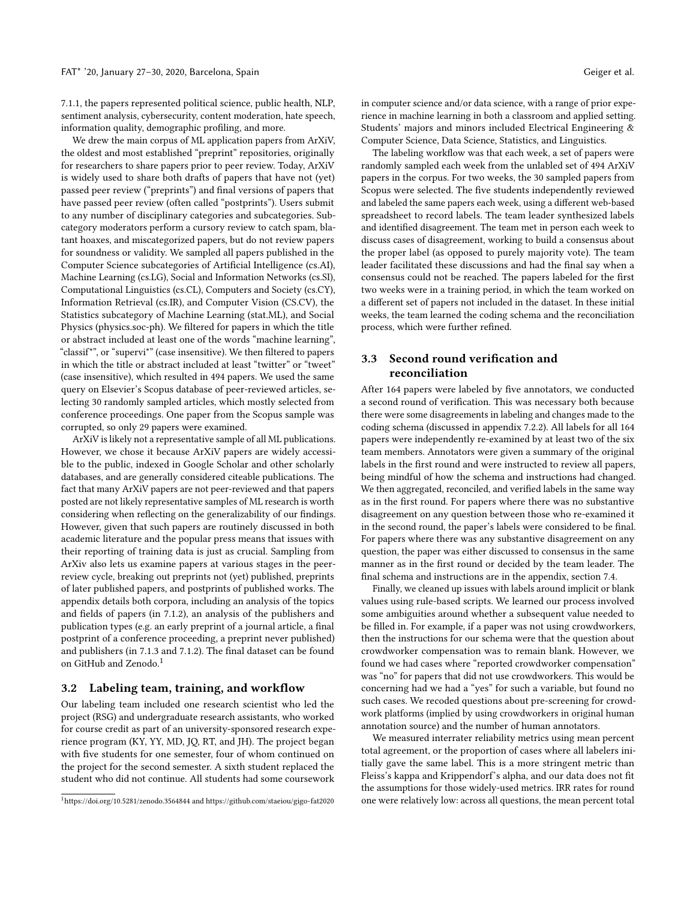7.1.1, the papers represented political science, public health, NLP, sentiment analysis, cybersecurity, content moderation, hate speech, information quality, demographic profiling, and more.

We drew the main corpus of ML application papers from ArXiV, the oldest and most established "preprint" repositories, originally for researchers to share papers prior to peer review. Today, ArXiV is widely used to share both drafts of papers that have not (yet) passed peer review ("preprints") and final versions of papers that have passed peer review (often called "postprints"). Users submit to any number of disciplinary categories and subcategories. Subcategory moderators perform a cursory review to catch spam, blatant hoaxes, and miscategorized papers, but do not review papers for soundness or validity. We sampled all papers published in the Computer Science subcategories of Artificial Intelligence (cs.AI), Machine Learning (cs.LG), Social and Information Networks (cs.SI), Computational Linguistics (cs.CL), Computers and Society (cs.CY), Information Retrieval (cs.IR), and Computer Vision (CS.CV), the Statistics subcategory of Machine Learning (stat.ML), and Social Physics (physics.soc-ph). We filtered for papers in which the title or abstract included at least one of the words "machine learning", "classif*", or "supervi*" (case insensitive). We then filtered to papers in which the title or abstract included at least "twitter" or "tweet" (case insensitive), which resulted in 494 papers. We used the same query on Elsevier's Scopus database of peer-reviewed articles, selecting 30 randomly sampled articles, which mostly selected from conference proceedings. One paper from the Scopus sample was corrupted, so only 29 papers were examined.

ArXiV is likely not a representative sample of all ML publications. However, we chose it because ArXiV papers are widely accessible to the public, indexed in Google Scholar and other scholarly databases, and are generally considered citeable publications. The fact that many ArXiV papers are not peer-reviewed and that papers posted are not likely representative samples of ML research is worth considering when reflecting on the generalizability of our findings. However, given that such papers are routinely discussed in both academic literature and the popular press means that issues with their reporting of training data is just as crucial. Sampling from ArXiv also lets us examine papers at various stages in the peer-review cycle, breaking out preprints not (yet) published, preprints of later published papers, and postprints of published works. The appendix details both corpora, including an analysis of the topics and fields of papers (in 7.1.2), an analysis of the publishers and publication types (e.g. an early preprint of a journal article, a final postprint of a conference proceeding, a preprint never published) and publishers (in 7.1.3 and 7.1.2). The final dataset can be found on GitHub and Zenodo.[1]

### 3.2 Labeling team, training, and workflow

Our labeling team included one research scientist who led the project (RSG) and undergraduate research assistants, who worked for course credit as part of an university-sponsored research experience program (KY, YY, MD, JQ, RT, and JH). The project began with five students for one semester, four of whom continued on the project for the second semester. A sixth student replaced the student who did not continue. All students had some coursework in computer science and/or data science, with a range of prior experience in machine learning in both a classroom and applied setting. Students' majors and minors included Electrical Engineering & Computer Science, Data Science, Statistics, and Linguistics.

The labeling workflow was that each week, a set of papers were randomly sampled each week from the unlabled set of 494 ArXiV papers in the corpus. For two weeks, the 30 sampled papers from Scopus were selected. The five students independently reviewed and labeled the same papers each week, using a different web-based spreadsheet to record labels. The team leader synthesized labels and identified disagreement. The team met in person each week to discuss cases of disagreement, working to build a consensus about the proper label (as opposed to purely majority vote). The team leader facilitated these discussions and had the final say when a consensus could not be reached. The papers labeled for the first two weeks were in a training period, in which the team worked on a different set of papers not included in the dataset. In these initial weeks, the team learned the coding schema and the reconciliation process, which were further refined.

### 3.3 Second round verification and reconciliation

After 164 papers were labeled by five annotators, we conducted a second round of verification. This was necessary both because there were some disagreements in labeling and changes made to the coding schema (discussed in appendix 7.2.2). All labels for all 164 papers were independently re-examined by at least two of the six team members. Annotators were given a summary of the original labels in the first round and were instructed to review all papers, being mindful of how the schema and instructions had changed. We then aggregated, reconciled, and verified labels in the same way as in the first round. For papers where there was no substantive disagreement on any question between those who re-examined it in the second round, the paper's labels were considered to be final. For papers where there was any substantive disagreement on any question, the paper was either discussed to consensus in the same manner as in the first round or decided by the team leader. The final schema and instructions are in the appendix, section 7.4.

Finally, we cleaned up issues with labels around implicit or blank values using rule-based scripts. We learned our process involved some ambiguities around whether a subsequent value needed to be filled in. For example, if a paper was not using crowdworkers, then the instructions for our schema were that the question about crowdworker compensation was to remain blank. However, we found we had cases where "reported crowdworker compensation" was "no" for papers that did not use crowdworkers. This would be concerning had we had a "yes" for such a variable, but found no such cases. We recoded questions about pre-screening for crowdwork platforms (implied by using crowdworkers in original human annotation source) and the number of human annotators.

We measured interrater reliability metrics using mean percent total agreement, or the proportion of cases where all labelers initially gave the same label. This is a more stringent metric than Fleiss's kappa and Krippendorf's alpha, and our data does not fit the assumptions for those widely-used metrics. IRR rates for round one were relatively low: across all questions, the mean percent total

[1] https://doi.org/10.5281/zenodo.3564844 and https://github.com/staeiou/gigo-fat2020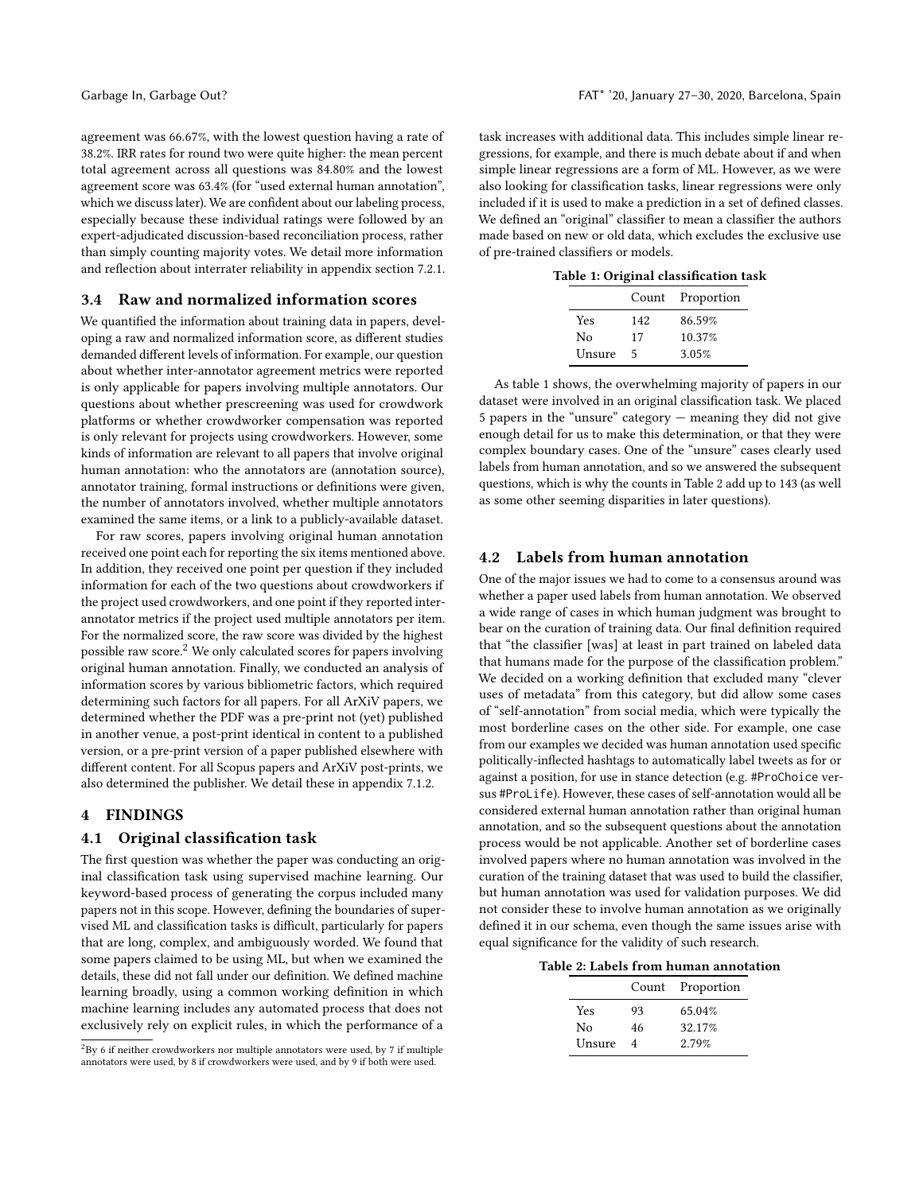agreement was 66.67%, with the lowest question having a rate of 38.2%. IRR rates for round two were quite higher: the mean percent total agreement across all questions was 84.80% and the lowest agreement score was 63.4% (for "used external human annotation", which we discuss later). We are confident about our labeling process, especially because these individual ratings were followed by an expert-adjudicated discussion-based reconciliation process, rather than simply counting majority votes. We detail more information and reflection about interrater reliability in appendix section 7.2.1.

### 3.4 Raw and normalized information scores

We quantified the information about training data in papers, developing a raw and normalized information score, as different studies demanded different levels of information. For example, our question about whether inter-annotator agreement metrics were reported is only applicable for papers involving multiple annotators. Our questions about whether prescreening was used for crowdwork platforms or whether crowdworker compensation was reported is only relevant for projects using crowdworkers. However, some kinds of information are relevant to all papers that involve original human annotation: who the annotators are (annotation source), annotator training, formal instructions or definitions were given, the number of annotators involved, whether multiple annotators examined the same items, or a link to a publicly-available dataset.

For raw scores, papers involving original human annotation received one point each for reporting the six items mentioned above. In addition, they received one point per question if they included information for each of the two questions about crowdworkers if the project used crowdworkers, and one point if they reported inter-annotator metrics if the project used multiple annotators per item. For the normalized score, the raw score was divided by the highest possible raw score.[2] We only calculated scores for papers involving original human annotation. Finally, we conducted an analysis of information scores by various bibliometric factors, which required determining such factors for all papers. For all ArXiV papers, we determined whether the PDF was a pre-print not (yet) published in another venue, a post-print identical in content to a published version, or a pre-print version of a paper published elsewhere with different content. For all Scopus papers and ArXiV post-prints, we also determined the publisher. We detail these in appendix 7.1.2.

## 4 FINDINGS

### 4.1 Original classification task

The first question was whether the paper was conducting an original classification task using supervised machine learning. Our keyword-based process of generating the corpus included many papers not in this scope. However, defining the boundaries of supervised ML and classification tasks is difficult, particularly for papers that are long, complex, and ambiguously worded. We found that some papers claimed to be using ML, but when we examined the details, these did not fall under our definition. We defined machine learning broadly, using a common working definition in which machine learning includes any automated process that does not exclusively rely on explicit rules, in which the performance of a task increases with additional data. This includes simple linear regressions, for example, and there is much debate about if and when simple linear regressions are a form of ML. However, as we were also looking for classification tasks, linear regressions were only included if it is used to make a prediction in a set of defined classes. We defined an "original" classifier to mean a classifier the authors made based on new or old data, which excludes the exclusive use of pre-trained classifiers or models.

**Table 1: Original classification task**

| | Count | Proportion |
|---|---|---|
| Yes | 142 | 86.59% |
| No | 17 | 10.37% |
| Unsure | 5 | 3.05% |

As table 1 shows, the overwhelming majority of papers in our dataset were involved in an original classification task. We placed 5 papers in the "unsure" category — meaning they did not give enough detail for us to make this determination, or that they were complex boundary cases. One of the "unsure" cases clearly used labels from human annotation, and so we answered the subsequent questions, which is why the counts in Table 2 add up to 143 (as well as some other seeming disparities in later questions).

### 4.2 Labels from human annotation

One of the major issues we had to come to a consensus around was whether a paper used labels from human annotation. We observed a wide range of cases in which human judgment was brought to bear on the curation of training data. Our final definition required that "the classifier [was] at least in part trained on labeled data that humans made for the purpose of the classification problem." We decided on a working definition that excluded many "clever uses of metadata" from this category, but did allow some cases of "self-annotation" from social media, which were typically the most borderline cases on the other side. For example, one case from our examples we decided was human annotation used specific politically-inflected hashtags to automatically label tweets as for or against a position, for use in stance detection (e.g. `#ProChoice` versus `#ProLife`). However, these cases of self-annotation would all be considered external human annotation rather than original human annotation, and so the subsequent questions about the annotation process would be not applicable. Another set of borderline cases involved papers where no human annotation was involved in the curation of the training dataset that was used to build the classifier, but human annotation was used for validation purposes. We did not consider these to involve human annotation as we originally defined it in our schema, even though the same issues arise with equal significance for the validity of such research.

**Table 2: Labels from human annotation**

| | Count | Proportion |
|---|---|---|
| Yes | 93 | 65.04% |
| No | 46 | 32.17% |
| Unsure | 4 | 2.79% |

[2] By 6 if neither crowdworkers nor multiple annotators were used, by 7 if multiple annotators were used, by 8 if crowdworkers were used, and by 9 if both were used.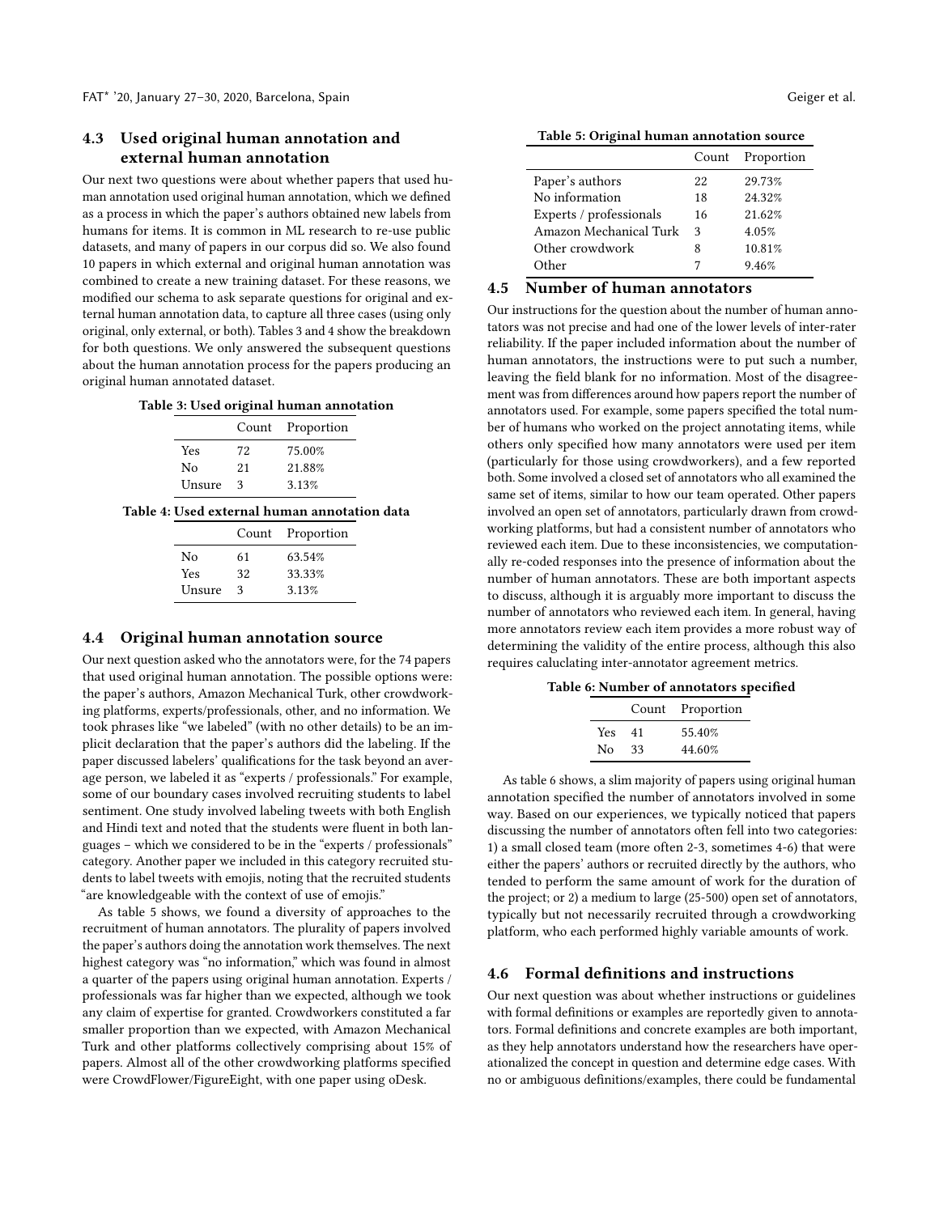### 4.3 Used original human annotation and external human annotation

Our next two questions were about whether papers that used human annotation used original human annotation, which we defined as a process in which the paper's authors obtained new labels from humans for items. It is common in ML research to re-use public datasets, and many of papers in our corpus did so. We also found 10 papers in which external and original human annotation was combined to create a new training dataset. For these reasons, we modified our schema to ask separate questions for original and external human annotation data, to capture all three cases (using only original, only external, or both). Tables 3 and 4 show the breakdown for both questions. We only answered the subsequent questions about the human annotation process for the papers producing an original human annotated dataset.

**Table 3: Used original human annotation**

| | Count | Proportion |
|---|---|---|
| Yes | 72 | 75.00% |
| No | 21 | 21.88% |
| Unsure | 3 | 3.13% |

**Table 4: Used external human annotation data**

| | Count | Proportion |
|---|---|---|
| No | 61 | 63.54% |
| Yes | 32 | 33.33% |
| Unsure | 3 | 3.13% |

### 4.4 Original human annotation source

Our next question asked who the annotators were, for the 74 papers that used original human annotation. The possible options were: the paper's authors, Amazon Mechanical Turk, other crowdworking platforms, experts/professionals, other, and no information. We took phrases like "we labeled" (with no other details) to be an implicit declaration that the paper's authors did the labeling. If the paper discussed labelers' qualifications for the task beyond an average person, we labeled it as "experts / professionals." For example, some of our boundary cases involved recruiting students to label sentiment. One study involved labeling tweets with both English and Hindi text and noted that the students were fluent in both languages – which we considered to be in the "experts / professionals" category. Another paper we included in this category recruited students to label tweets with emojis, noting that the recruited students "are knowledgeable with the context of use of emojis."

As table 5 shows, we found a diversity of approaches to the recruitment of human annotators. The plurality of papers involved the paper's authors doing the annotation work themselves. The next highest category was "no information," which was found in almost a quarter of the papers using original human annotation. Experts / professionals was far higher than we expected, although we took any claim of expertise for granted. Crowdworkers constituted a far smaller proportion than we expected, with Amazon Mechanical Turk and other platforms collectively comprising about 15% of papers. Almost all of the other crowdworking platforms specified were CrowdFlower/FigureEight, with one paper using oDesk.

**Table 5: Original human annotation source**

| | Count | Proportion |
|---|---|---|
| Paper's authors | 22 | 29.73% |
| No information | 18 | 24.32% |
| Experts / professionals | 16 | 21.62% |
| Amazon Mechanical Turk | 3 | 4.05% |
| Other crowdwork | 8 | 10.81% |
| Other | 7 | 9.46% |

### 4.5 Number of human annotators

Our instructions for the question about the number of human annotators was not precise and had one of the lower levels of inter-rater reliability. If the paper included information about the number of human annotators, the instructions were to put such a number, leaving the field blank for no information. Most of the disagreement was from differences around how papers report the number of annotators used. For example, some papers specified the total number of humans who worked on the project annotating items, while others only specified how many annotators were used per item (particularly for those using crowdworkers), and a few reported both. Some involved a closed set of annotators who all examined the same set of items, similar to how our team operated. Other papers involved an open set of annotators, particularly drawn from crowdworking platforms, but had a consistent number of annotators who reviewed each item. Due to these inconsistencies, we computationally re-coded responses into the presence of information about the number of human annotators. These are both important aspects to discuss, although it is arguably more important to discuss the number of annotators who reviewed each item. In general, having more annotators review each item provides a more robust way of determining the validity of the entire process, although this also requires caluclating inter-annotator agreement metrics.

**Table 6: Number of annotators specified**

| | Count | Proportion |
|---|---|---|
| Yes | 41 | 55.40% |
| No | 33 | 44.60% |

As table 6 shows, a slim majority of papers using original human annotation specified the number of annotators involved in some way. Based on our experiences, we typically noticed that papers discussing the number of annotators often fell into two categories: 1) a small closed team (more often 2-3, sometimes 4-6) that were either the papers' authors or recruited directly by the authors, who tended to perform the same amount of work for the duration of the project; or 2) a medium to large (25-500) open set of annotators, typically but not necessarily recruited through a crowdworking platform, who each performed highly variable amounts of work.

### 4.6 Formal definitions and instructions

Our next question was about whether instructions or guidelines with formal definitions or examples are reportedly given to annotators. Formal definitions and concrete examples are both important, as they help annotators understand how the researchers have operationalized the concept in question and determine edge cases. With no or ambiguous definitions/examples, there could be fundamental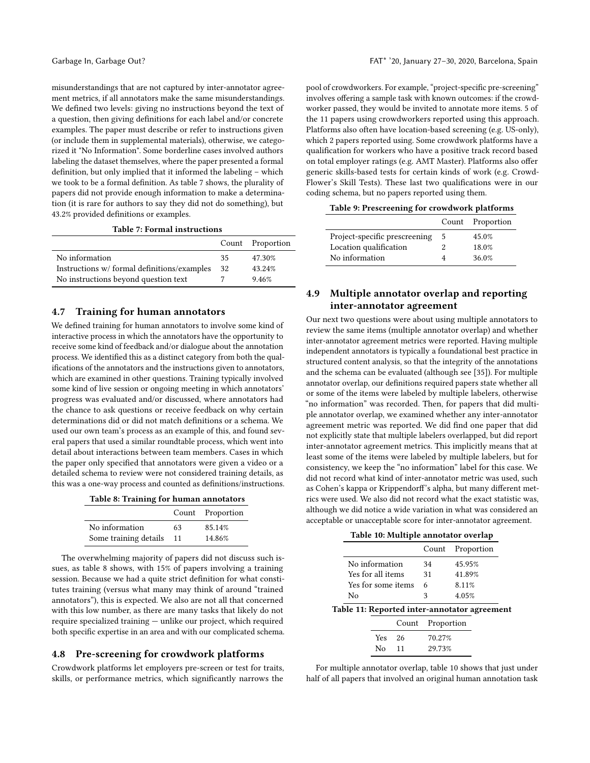misunderstandings that are not captured by inter-annotator agreement metrics, if all annotators make the same misunderstandings. We defined two levels: giving no instructions beyond the text of a question, then giving definitions for each label and/or concrete examples. The paper must describe or refer to instructions given (or include them in supplemental materials), otherwise, we categorized it "No Information". Some borderline cases involved authors labeling the dataset themselves, where the paper presented a formal definition, but only implied that it informed the labeling – which we took to be a formal definition. As table 7 shows, the plurality of papers did not provide enough information to make a determination (it is rare for authors to say they did not do something), but 43.2% provided definitions or examples.

**Table 7: Formal instructions**

| | Count | Proportion |
|---|---|---|
| No information | 35 | 47.30% |
| Instructions w/ formal definitions/examples | 32 | 43.24% |
| No instructions beyond question text | 7 | 9.46% |

### 4.7 Training for human annotators

We defined training for human annotators to involve some kind of interactive process in which the annotators have the opportunity to receive some kind of feedback and/or dialogue about the annotation process. We identified this as a distinct category from both the qualifications of the annotators and the instructions given to annotators, which are examined in other questions. Training typically involved some kind of live session or ongoing meeting in which annotators' progress was evaluated and/or discussed, where annotators had the chance to ask questions or receive feedback on why certain determinations did or did not match definitions or a schema. We used our own team's process as an example of this, and found several papers that used a similar roundtable process, which went into detail about interactions between team members. Cases in which the paper only specified that annotators were given a video or a detailed schema to review were not considered training details, as this was a one-way process and counted as definitions/instructions.

**Table 8: Training for human annotators**

| | Count | Proportion |
|---|---|---|
| No information | 63 | 85.14% |
| Some training details | 11 | 14.86% |

The overwhelming majority of papers did not discuss such issues, as table 8 shows, with 15% of papers involving a training session. Because we had a quite strict definition for what constitutes training (versus what many may think of around "trained annotators"), this is expected. We also are not all that concerned with this low number, as there are many tasks that likely do not require specialized training — unlike our project, which required both specific expertise in an area and with our complicated schema.

### 4.8 Pre-screening for crowdwork platforms

Crowdwork platforms let employers pre-screen or test for traits, skills, or performance metrics, which significantly narrows the pool of crowdworkers. For example, "project-specific pre-screening" involves offering a sample task with known outcomes: if the crowdworker passed, they would be invited to annotate more items. 5 of the 11 papers using crowdworkers reported using this approach. Platforms also often have location-based screening (e.g. US-only), which 2 papers reported using. Some crowdwork platforms have a qualification for workers who have a positive track record based on total employer ratings (e.g. AMT Master). Platforms also offer generic skills-based tests for certain kinds of work (e.g. CrowdFlower's Skill Tests). These last two qualifications were in our coding schema, but no papers reported using them.

**Table 9: Prescreening for crowdwork platforms**

| | Count | Proportion |
|---|---|---|
| Project-specific prescreening | 5 | 45.0% |
| Location qualification | 2 | 18.0% |
| No information | 4 | 36.0% |

### 4.9 Multiple annotator overlap and reporting inter-annotator agreement

Our next two questions were about using multiple annotators to review the same items (multiple annotator overlap) and whether inter-annotator agreement metrics were reported. Having multiple independent annotators is typically a foundational best practice in structured content analysis, so that the integrity of the annotations and the schema can be evaluated (although see [35]). For multiple annotator overlap, our definitions required papers state whether all or some of the items were labeled by multiple labelers, otherwise "no information" was recorded. Then, for papers that did multiple annotator overlap, we examined whether any inter-annotator agreement metric was reported. We did find one paper that did not explicitly state that multiple labelers overlapped, but did report inter-annotator agreement metrics. This implicitly means that at least some of the items were labeled by multiple labelers, but for consistency, we keep the "no information" label for this case. We did not record what kind of inter-annotator metric was used, such as Cohen's kappa or Krippendorff's alpha, but many different metrics were used. We also did not record what the exact statistic was, although we did notice a wide variation in what was considered an acceptable or unacceptable score for inter-annotator agreement.

**Table 10: Multiple annotator overlap**

| | Count | Proportion |
|---|---|---|
| No information | 34 | 45.95% |
| Yes for all items | 31 | 41.89% |
| Yes for some items | 6 | 8.11% |
| No | 3 | 4.05% |

**Table 11: Reported inter-annotator agreement**

| | Count | Proportion |
|---|---|---|
| Yes | 26 | 70.27% |
| No | 11 | 29.73% |

For multiple annotator overlap, table 10 shows that just under half of all papers that involved an original human annotation task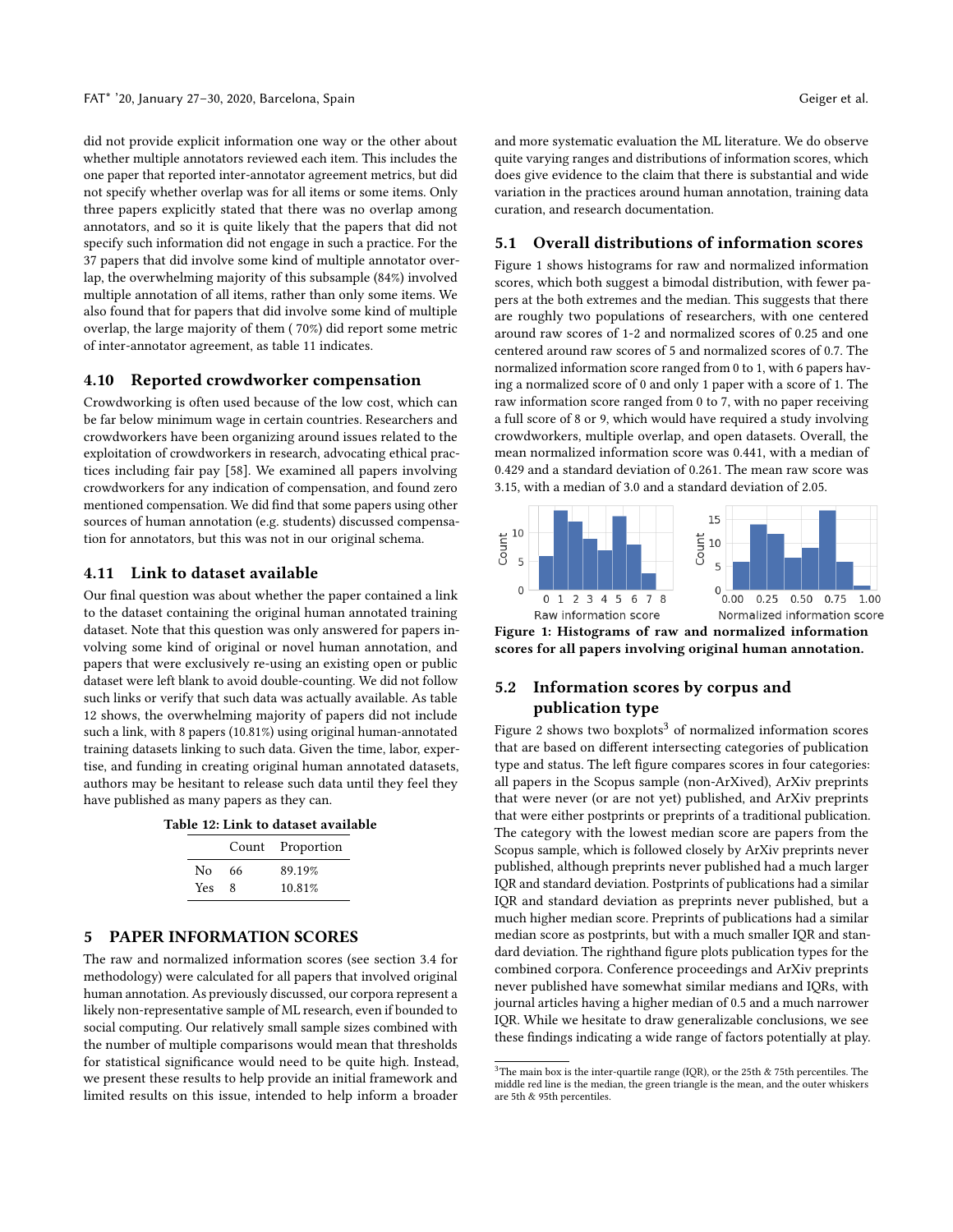did not provide explicit information one way or the other about whether multiple annotators reviewed each item. This includes the one paper that reported inter-annotator agreement metrics, but did not specify whether overlap was for all items or some items. Only three papers explicitly stated that there was no overlap among annotators, and so it is quite likely that the papers that did not specify such information did not engage in such a practice. For the 37 papers that did involve some kind of multiple annotator overlap, the overwhelming majority of this subsample (84%) involved multiple annotation of all items, rather than only some items. We also found that for papers that did involve some kind of multiple overlap, the large majority of them ( 70%) did report some metric of inter-annotator agreement, as table 11 indicates.

### 4.10 Reported crowdworker compensation

Crowdworking is often used because of the low cost, which can be far below minimum wage in certain countries. Researchers and crowdworkers have been organizing around issues related to the exploitation of crowdworkers in research, advocating ethical practices including fair pay [58]. We examined all papers involving crowdworkers for any indication of compensation, and found zero mentioned compensation. We did find that some papers using other sources of human annotation (e.g. students) discussed compensation for annotators, but this was not in our original schema.

### 4.11 Link to dataset available

Our final question was about whether the paper contained a link to the dataset containing the original human annotated training dataset. Note that this question was only answered for papers involving some kind of original or novel human annotation, and papers that were exclusively re-using an existing open or public dataset were left blank to avoid double-counting. We did not follow such links or verify that such data was actually available. As table 12 shows, the overwhelming majority of papers did not include such a link, with 8 papers (10.81%) using original human-annotated training datasets linking to such data. Given the time, labor, expertise, and funding in creating original human annotated datasets, authors may be hesitant to release such data until they feel they have published as many papers as they can.

**Table 12: Link to dataset available**

| | Count | Proportion |
|---|---|---|
| No | 66 | 89.19% |
| Yes | 8 | 10.81% |

## 5 PAPER INFORMATION SCORES

The raw and normalized information scores (see section 3.4 for methodology) were calculated for all papers that involved original human annotation. As previously discussed, our corpora represent a likely non-representative sample of ML research, even if bounded to social computing. Our relatively small sample sizes combined with the number of multiple comparisons would mean that thresholds for statistical significance would need to be quite high. Instead, we present these results to help provide an initial framework and limited results on this issue, intended to help inform a broader and more systematic evaluation the ML literature. We do observe quite varying ranges and distributions of information scores, which does give evidence to the claim that there is substantial and wide variation in the practices around human annotation, training data curation, and research documentation.

### 5.1 Overall distributions of information scores

Figure 1 shows histograms for raw and normalized information scores, which both suggest a bimodal distribution, with fewer papers at the both extremes and the median. This suggests that there are roughly two populations of researchers, with one centered around raw scores of 1-2 and normalized scores of 0.25 and one centered around raw scores of 5 and normalized scores of 0.7. The normalized information score ranged from 0 to 1, with 6 papers having a normalized score of 0 and only 1 paper with a score of 1. The raw information score ranged from 0 to 7, with no paper receiving a full score of 8 or 9, which would have required a study involving crowdworkers, multiple overlap, and open datasets. Overall, the mean normalized information score was 0.441, with a median of 0.429 and a standard deviation of 0.261. The mean raw score was 3.15, with a median of 3.0 and a standard deviation of 2.05.

**Figure 1: Histograms of raw and normalized information scores for all papers involving original human annotation.**

### 5.2 Information scores by corpus and publication type

Figure 2 shows two boxplots[3] of normalized information scores that are based on different intersecting categories of publication type and status. The left figure compares scores in four categories: all papers in the Scopus sample (non-ArXived), ArXiv preprints that were never (or are not yet) published, and ArXiv preprints that were either postprints or preprints of a traditional publication. The category with the lowest median score are papers from the Scopus sample, which is followed closely by ArXiv preprints never published, although preprints never published had a much larger IQR and standard deviation. Postprints of publications had a similar IQR and standard deviation as preprints never published, but a much higher median score. Preprints of publications had a similar median score as postprints, but with a much smaller IQR and standard deviation. The righthand figure plots publication types for the combined corpora. Conference proceedings and ArXiv preprints never published have somewhat similar medians and IQRs, with journal articles having a higher median of 0.5 and a much narrower IQR. While we hesitate to draw generalizable conclusions, we see these findings indicating a wide range of factors potentially at play.

[3] The main box is the inter-quartile range (IQR), or the 25th & 75th percentiles. The middle red line is the median, the green triangle is the mean, and the outer whiskers are 5th & 95th percentiles.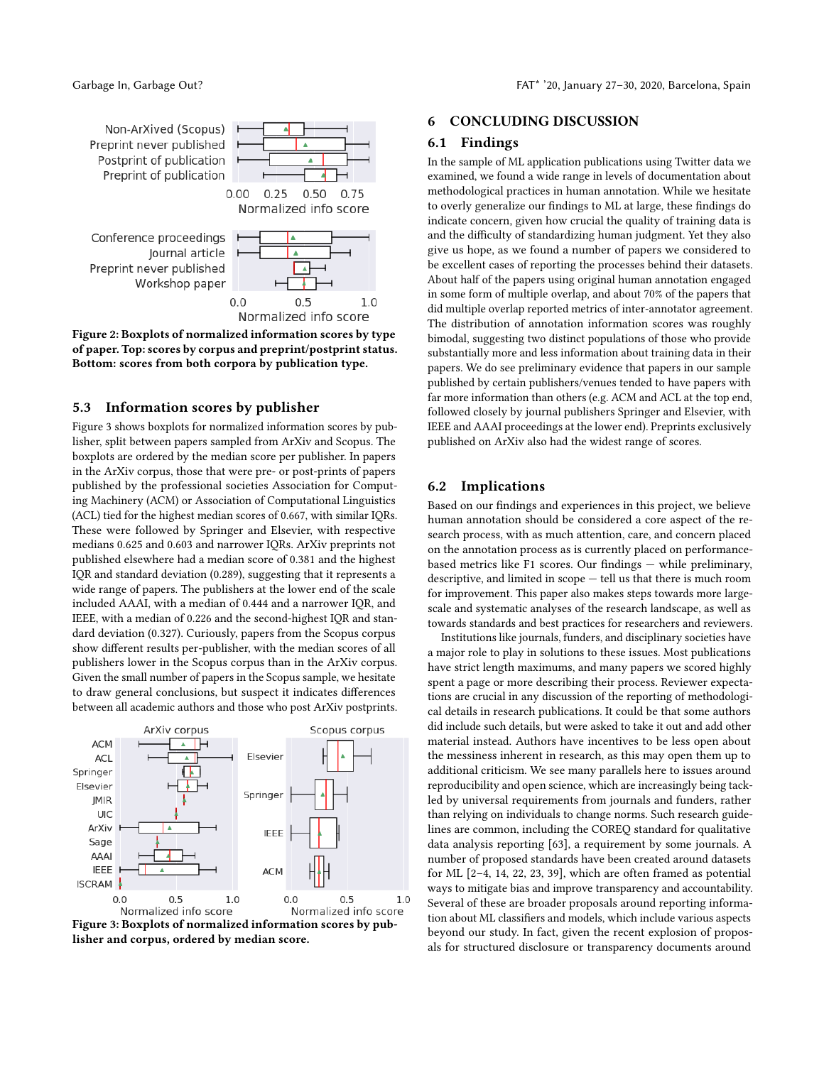Figure 2: Boxplots of normalized information scores by type of paper. Top: scores by corpus and preprint/postprint status. Bottom: scores from both corpora by publication type.

### 5.3 Information scores by publisher

Figure 3 shows boxplots for normalized information scores by publisher, split between papers sampled from ArXiv and Scopus. The boxplots are ordered by the median score per publisher. In papers in the ArXiv corpus, those that were pre- or post-prints of papers published by the professional societies Association for Computing Machinery (ACM) or Association of Computational Linguistics (ACL) tied for the highest median scores of 0.667, with similar IQRs. These were followed by Springer and Elsevier, with respective medians 0.625 and 0.603 and narrower IQRs. ArXiv preprints not published elsewhere had a median score of 0.381 and the highest IQR and standard deviation (0.289), suggesting that it represents a wide range of papers. The publishers at the lower end of the scale included AAAI, with a median of 0.444 and a narrower IQR, and IEEE, with a median of 0.226 and the second-highest IQR and standard deviation (0.327). Curiously, papers from the Scopus corpus show different results per-publisher, with the median scores of all publishers lower in the Scopus corpus than in the ArXiv corpus. Given the small number of papers in the Scopus sample, we hesitate to draw general conclusions, but suspect it indicates differences between all academic authors and those who post ArXiv postprints.

Figure 3: Boxplots of normalized information scores by publisher and corpus, ordered by median score.

## 6 CONCLUDING DISCUSSION

### 6.1 Findings

In the sample of ML application publications using Twitter data we examined, we found a wide range in levels of documentation about methodological practices in human annotation. While we hesitate to overly generalize our findings to ML at large, these findings do indicate concern, given how crucial the quality of training data is and the difficulty of standardizing human judgment. Yet they also give us hope, as we found a number of papers we considered to be excellent cases of reporting the processes behind their datasets. About half of the papers using original human annotation engaged in some form of multiple overlap, and about 70% of the papers that did multiple overlap reported metrics of inter-annotator agreement. The distribution of annotation information scores was roughly bimodal, suggesting two distinct populations of those who provide substantially more and less information about training data in their papers. We do see preliminary evidence that papers in our sample published by certain publishers/venues tended to have papers with far more information than others (e.g. ACM and ACL at the top end, followed closely by journal publishers Springer and Elsevier, with IEEE and AAAI proceedings at the lower end). Preprints exclusively published on ArXiv also had the widest range of scores.

### 6.2 Implications

Based on our findings and experiences in this project, we believe human annotation should be considered a core aspect of the research process, with as much attention, care, and concern placed on the annotation process as is currently placed on performance-based metrics like F1 scores. Our findings — while preliminary, descriptive, and limited in scope — tell us that there is much room for improvement. This paper also makes steps towards more large-scale and systematic analyses of the research landscape, as well as towards standards and best practices for researchers and reviewers.

Institutions like journals, funders, and disciplinary societies have a major role to play in solutions to these issues. Most publications have strict length maximums, and many papers we scored highly spent a page or more describing their process. Reviewer expectations are crucial in any discussion of the reporting of methodological details in research publications. It could be that some authors did include such details, but were asked to take it out and add other material instead. Authors have incentives to be less open about the messiness inherent in research, as this may open them up to additional criticism. We see many parallels here to issues around reproducibility and open science, which are increasingly being tackled by universal requirements from journals and funders, rather than relying on individuals to change norms. Such research guidelines are common, including the COREQ standard for qualitative data analysis reporting [63], a requirement by some journals. A number of proposed standards have been created around datasets for ML [2–4, 14, 22, 23, 39], which are often framed as potential ways to mitigate bias and improve transparency and accountability. Several of these are broader proposals around reporting information about ML classifiers and models, which include various aspects beyond our study. In fact, given the recent explosion of proposals for structured disclosure or transparency documents around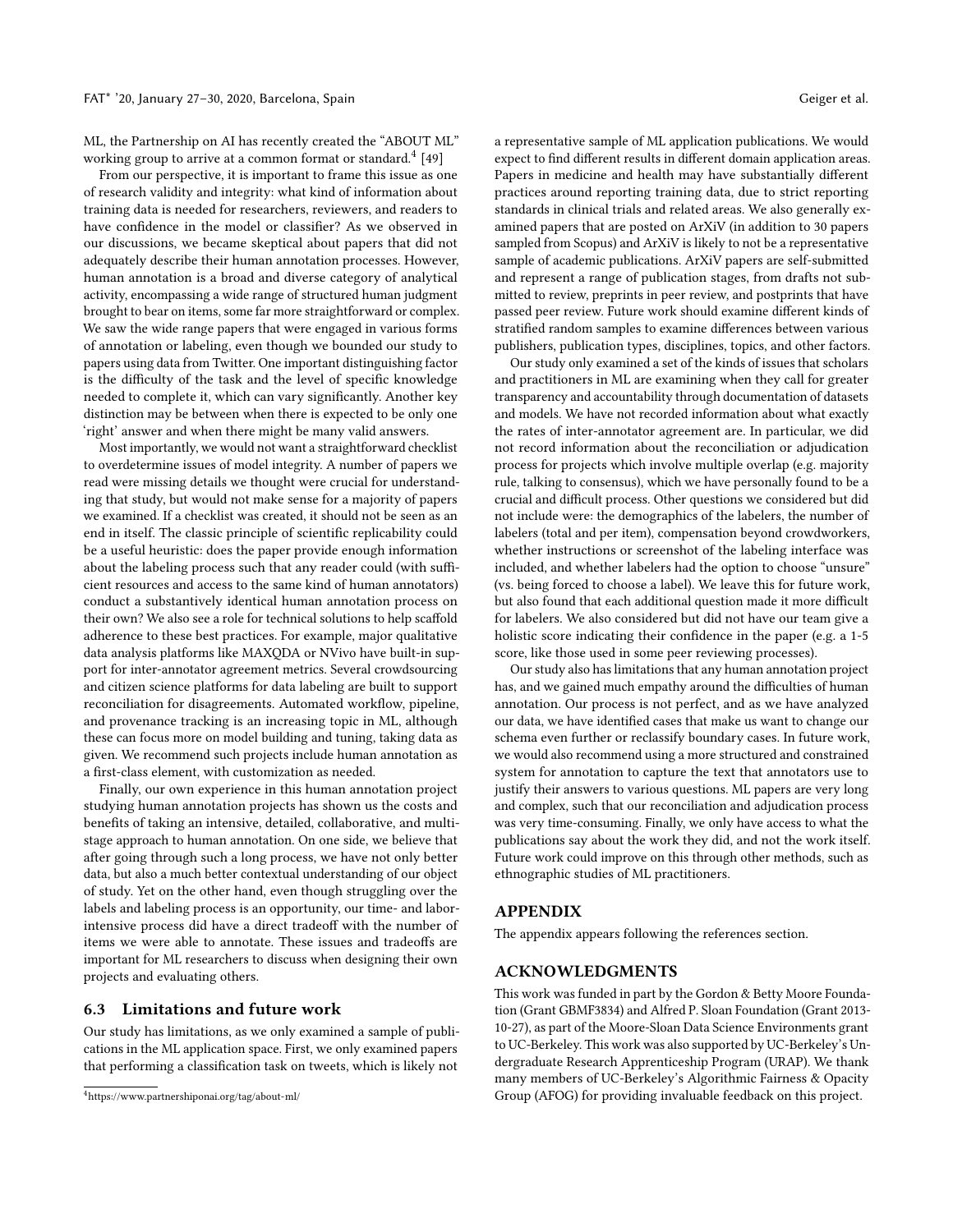ML, the Partnership on AI has recently created the "ABOUT ML" working group to arrive at a common format or standard.[4] [49]

From our perspective, it is important to frame this issue as one of research validity and integrity: what kind of information about training data is needed for researchers, reviewers, and readers to have confidence in the model or classifier? As we observed in our discussions, we became skeptical about papers that did not adequately describe their human annotation processes. However, human annotation is a broad and diverse category of analytical activity, encompassing a wide range of structured human judgment brought to bear on items, some far more straightforward or complex. We saw the wide range papers that were engaged in various forms of annotation or labeling, even though we bounded our study to papers using data from Twitter. One important distinguishing factor is the difficulty of the task and the level of specific knowledge needed to complete it, which can vary significantly. Another key distinction may be between when there is expected to be only one 'right' answer and when there might be many valid answers.

Most importantly, we would not want a straightforward checklist to overdetermine issues of model integrity. A number of papers we read were missing details we thought were crucial for understanding that study, but would not make sense for a majority of papers we examined. If a checklist was created, it should not be seen as an end in itself. The classic principle of scientific replicability could be a useful heuristic: does the paper provide enough information about the labeling process such that any reader could (with sufficient resources and access to the same kind of human annotators) conduct a substantively identical human annotation process on their own? We also see a role for technical solutions to help scaffold adherence to these best practices. For example, major qualitative data analysis platforms like MAXQDA or NVivo have built-in support for inter-annotator agreement metrics. Several crowdsourcing and citizen science platforms for data labeling are built to support reconciliation for disagreements. Automated workflow, pipeline, and provenance tracking is an increasing topic in ML, although these can focus more on model building and tuning, taking data as given. We recommend such projects include human annotation as a first-class element, with customization as needed.

Finally, our own experience in this human annotation project studying human annotation projects has shown us the costs and benefits of taking an intensive, detailed, collaborative, and multi-stage approach to human annotation. On one side, we believe that after going through such a long process, we have not only better data, but also a much better contextual understanding of our object of study. Yet on the other hand, even though struggling over the labels and labeling process is an opportunity, our time- and labor-intensive process did have a direct tradeoff with the number of items we were able to annotate. These issues and tradeoffs are important for ML researchers to discuss when designing their own projects and evaluating others.

### 6.3 Limitations and future work

Our study has limitations, as we only examined a sample of publications in the ML application space. First, we only examined papers that performing a classification task on tweets, which is likely not a representative sample of ML application publications. We would expect to find different results in different domain application areas. Papers in medicine and health may have substantially different practices around reporting training data, due to strict reporting standards in clinical trials and related areas. We also generally examined papers that are posted on ArXiV (in addition to 30 papers sampled from Scopus) and ArXiV is likely to not be a representative sample of academic publications. ArXiV papers are self-submitted and represent a range of publication stages, from drafts not submitted to review, preprints in peer review, and postprints that have passed peer review. Future work should examine different kinds of stratified random samples to examine differences between various publishers, publication types, disciplines, topics, and other factors.

Our study only examined a set of the kinds of issues that scholars and practitioners in ML are examining when they call for greater transparency and accountability through documentation of datasets and models. We have not recorded information about what exactly the rates of inter-annotator agreement are. In particular, we did not record information about the reconciliation or adjudication process for projects which involve multiple overlap (e.g. majority rule, talking to consensus), which we have personally found to be a crucial and difficult process. Other questions we considered but did not include were: the demographics of the labelers, the number of labelers (total and per item), compensation beyond crowdworkers, whether instructions or screenshot of the labeling interface was included, and whether labelers had the option to choose "unsure" (vs. being forced to choose a label). We leave this for future work, but also found that each additional question made it more difficult for labelers. We also considered but did not have our team give a holistic score indicating their confidence in the paper (e.g. a 1-5 score, like those used in some peer reviewing processes).

Our study also has limitations that any human annotation project has, and we gained much empathy around the difficulties of human annotation. Our process is not perfect, and as we have analyzed our data, we have identified cases that make us want to change our schema even further or reclassify boundary cases. In future work, we would also recommend using a more structured and constrained system for annotation to capture the text that annotators use to justify their answers to various questions. ML papers are very long and complex, such that our reconciliation and adjudication process was very time-consuming. Finally, we only have access to what the publications say about the work they did, and not the work itself. Future work could improve on this through other methods, such as ethnographic studies of ML practitioners.

## APPENDIX

The appendix appears following the references section.

## ACKNOWLEDGMENTS

This work was funded in part by the Gordon & Betty Moore Foundation (Grant GBMF3834) and Alfred P. Sloan Foundation (Grant 2013-10-27), as part of the Moore-Sloan Data Science Environments grant to UC-Berkeley. This work was also supported by UC-Berkeley's Undergraduate Research Apprenticeship Program (URAP). We thank many members of UC-Berkeley's Algorithmic Fairness & Opacity Group (AFOG) for providing invaluable feedback on this project.

[4] https://www.partnershiponai.org/tag/about-ml/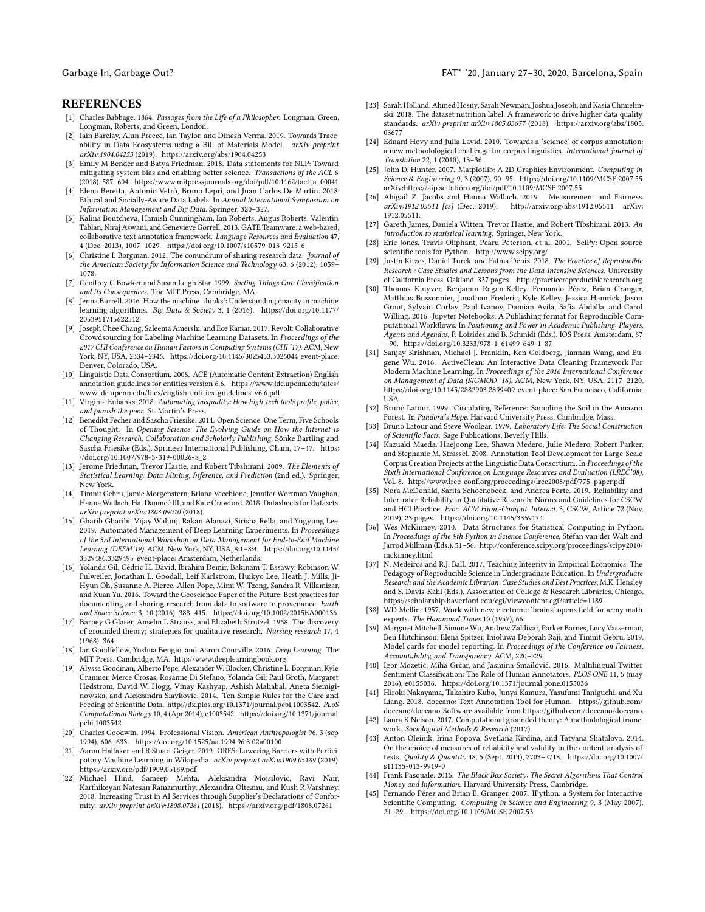## REFERENCES

[1] Charles Babbage. 1864. *Passages from the Life of a Philosopher.* Longman, Green, Longman, Roberts, and Green, London.

[2] Iain Barclay, Alun Preece, Ian Taylor, and Dinesh Verma. 2019. Towards Traceability in Data Ecosystems using a Bill of Materials Model. *arXiv preprint arXiv:1904.04253* (2019). https://arxiv.org/abs/1904.04253

[3] Emily M Bender and Batya Friedman. 2018. Data statements for NLP: Toward mitigating system bias and enabling better science. *Transactions of the ACL* 6 (2018), 587–604. https://www.mitpressjournals.org/doi/pdf/10.1162/tacl_a_00041

[4] Elena Beretta, Antonio Vetrò, Bruno Lepri, and Juan Carlos De Martin. 2018. Ethical and Socially-Aware Data Labels. In *Annual International Symposium on Information Management and Big Data.* Springer, 320–327.

[5] Kalina Bontcheva, Hamish Cunningham, Ian Roberts, Angus Roberts, Valentin Tablan, Niraj Aswani, and Genevieve Gorrell. 2013. GATE Teamware: a web-based, collaborative text annotation framework. *Language Resources and Evaluation* 47, 4 (Dec. 2013), 1007–1029. https://doi.org/10.1007/s10579-013-9215-6

[6] Christine L Borgman. 2012. The conundrum of sharing research data. *Journal of the American Society for Information Science and Technology* 63, 6 (2012), 1059–1078.

[7] Geoffrey C Bowker and Susan Leigh Star. 1999. *Sorting Things Out: Classification and its Consequences.* The MIT Press, Cambridge, MA.

[8] Jenna Burrell. 2016. How the machine 'thinks': Understanding opacity in machine learning algorithms. *Big Data & Society* 3, 1 (2016). https://doi.org/10.1177/2053951715622512

[9] Joseph Chee Chang, Saleema Amershi, and Ece Kamar. 2017. Revolt: Collaborative Crowdsourcing for Labeling Machine Learning Datasets. In *Proceedings of the 2017 CHI Conference on Human Factors in Computing Systems (CHI '17).* ACM, New York, NY, USA, 2334–2346. https://doi.org/10.1145/3025453.3026044 event-place: Denver, Colorado, USA.

[10] Linguistic Data Consortium. 2008. ACE (Automatic Content Extraction) English annotation guidelines for entities version 6.6. https://www.ldc.upenn.edu/sites/www.ldc.upenn.edu/files/english-entities-guidelines-v6.6.pdf

[11] Virginia Eubanks. 2018. *Automating inequality: How high-tech tools profile, police, and punish the poor.* St. Martin's Press.

[12] Benedikt Fecher and Sascha Friesike. 2014. Open Science: One Term, Five Schools of Thought. In *Opening Science: The Evolving Guide on How the Internet is Changing Research, Collaboration and Scholarly Publishing,* Sönke Bartling and Sascha Friesike (Eds.). Springer International Publishing, Cham, 17–47. https://doi.org/10.1007/978-3-319-00026-8_2

[13] Jerome Friedman, Trevor Hastie, and Robert Tibshirani. 2009. *The Elements of Statistical Learning: Data Mining, Inference, and Prediction* (2nd ed.). Springer, New York.

[14] Timnit Gebru, Jamie Morgenstern, Briana Vecchione, Jennifer Wortman Vaughan, Hanna Wallach, Hal Daumeé III, and Kate Crawford. 2018. Datasheets for Datasets. *arXiv preprint arXiv:1803.09010* (2018).

[15] Gharib Gharibi, Vijay Walunj, Rakan Alanazi, Sirisha Rella, and Yugyung Lee. 2019. Automated Management of Deep Learning Experiments. In *Proceedings of the 3rd International Workshop on Data Management for End-to-End Machine Learning (DEEM'19).* ACM, New York, NY, USA, 8:1–8:4. https://doi.org/10.1145/3329486.3329495 event-place: Amsterdam, Netherlands.

[16] Yolanda Gil, Cédric H. David, Ibrahim Demir, Bakinam T. Essawy, Robinson W. Fulweiler, Jonathan L. Goodall, Leif Karlstrom, Huikyo Lee, Heath J. Mills, Ji-Hyun Oh, Suzanne A. Pierce, Allen Pope, Mimi W. Tzeng, Sandra R. Villamizar, and Xuan Yu. 2016. Toward the Geoscience Paper of the Future: Best practices for documenting and sharing research from data to software to provenance. *Earth and Space Science* 3, 10 (2016), 388–415. https://doi.org/10.1002/2015EA000136

[17] Barney G Glaser, Anselm L Strauss, and Elizabeth Strutzel. 1968. The discovery of grounded theory; strategies for qualitative research. *Nursing research* 17, 4 (1968), 364.

[18] Ian Goodfellow, Yoshua Bengio, and Aaron Courville. 2016. *Deep Learning.* The MIT Press, Cambridge, MA. http://www.deeplearningbook.org.

[19] Alyssa Goodman, Alberto Pepe, Alexander W. Blocker, Christine L. Borgman, Kyle Cranmer, Merce Crosas, Rosanne Di Stefano, Yolanda Gil, Paul Groth, Margaret Hedstrom, David W. Hogg, Vinay Kashyap, Ashish Mahabal, Aneta Siemiginowska, and Aleksandra Slavkovic. 2014. Ten Simple Rules for the Care and Feeding of Scientific Data. http://dx.plos.org/10.1371/journal.pcbi.1003542. *PLoS Computational Biology* 10, 4 (Apr 2014), e1003542. https://doi.org/10.1371/journal.pcbi.1003542

[20] Charles Goodwin. 1994. Professional Vision. *American Anthropologist* 96, 3 (sep 1994), 606–633. https://doi.org/10.1525/aa.1994.96.3.02a00100

[21] Aaron Halfaker and R Stuart Geiger. 2019. ORES: Lowering Barriers with Participatory Machine Learning in Wikipedia. *arXiv preprint arXiv:1909.05189* (2019). https://arxiv.org/pdf/1909.05189.pdf

[22] Michael Hind, Sameep Mehta, Aleksandra Mojsilovic, Ravi Nair, Karthikeyan Natesan Ramamurthy, Alexandra Olteanu, and Kush R Varshney. 2018. Increasing Trust in AI Services through Supplier's Declarations of Conformity. *arXiv preprint arXiv:1808.07261* (2018). https://arxiv.org/pdf/1808.07261

[23] Sarah Holland, Ahmed Hosny, Sarah Newman, Joshua Joseph, and Kasia Chmielinski. 2018. The dataset nutrition label: A framework to drive higher data quality standards. *arXiv preprint arXiv:1805.03677* (2018). https://arxiv.org/abs/1805.03677

[24] Eduard Hovy and Julia Lavid. 2010. Towards a 'science' of corpus annotation: a new methodological challenge for corpus linguistics. *International Journal of Translation* 22, 1 (2010), 13–36.

[25] John D. Hunter. 2007. Matplotlib: A 2D Graphics Environment. *Computing in Science & Engineering* 9, 3 (2007), 90–95. https://doi.org/10.1109/MCSE.2007.55 arXiv:https://aip.scitation.org/doi/pdf/10.1109/MCSE.2007.55

[26] Abigail Z. Jacobs and Hanna Wallach. 2019. Measurement and Fairness. *arXiv:1912.05511 [cs]* (Dec. 2019). http://arxiv.org/abs/1912.05511 arXiv: 1912.05511.

[27] Gareth James, Daniela Witten, Trevor Hastie, and Robert Tibshirani. 2013. *An introduction to statistical learning.* Springer, New York.

[28] Eric Jones, Travis Oliphant, Pearu Peterson, et al. 2001. SciPy: Open source scientific tools for Python. http://www.scipy.org/

[29] Justin Kitzes, Daniel Turek, and Fatma Deniz. 2018. *The Practice of Reproducible Research : Case Studies and Lessons from the Data-Intensive Sciences.* University of California Press, Oakland. 337 pages. http://practicereproducibleresearch.org

[30] Thomas Kluyver, Benjamin Ragan-Kelley, Fernando Pérez, Brian Granger, Matthias Bussonnier, Jonathan Frederic, Kyle Kelley, Jessica Hamrick, Jason Grout, Sylvain Corlay, Paul Ivanov, Damián Avila, Safia Abdalla, and Carol Willing. 2016. Jupyter Notebooks: A Publishing format for Reproducible Computational Workflows. In *Positioning and Power in Academic Publishing: Players, Agents and Agendas,* F. Loizides and B. Schmidt (Eds.). IOS Press, Amsterdam, 87 – 90. https://doi.org/10.3233/978-1-61499-649-1-87

[31] Sanjay Krishnan, Michael J. Franklin, Ken Goldberg, Jiannan Wang, and Eugene Wu. 2016. ActiveClean: An Interactive Data Cleaning Framework For Modern Machine Learning. In *Proceedings of the 2016 International Conference on Management of Data (SIGMOD '16).* ACM, New York, NY, USA, 2117–2120. https://doi.org/10.1145/2882903.2899409 event-place: San Francisco, California, USA.

[32] Bruno Latour. 1999. Circulating Reference: Sampling the Soil in the Amazon Forest. In *Pandora's Hope.* Harvard University Press, Cambridge, Mass.

[33] Bruno Latour and Steve Woolgar. 1979. *Laboratory Life: The Social Construction of Scientific Facts.* Sage Publications, Beverly Hills.

[34] Kazuaki Maeda, Haejoong Lee, Shawn Medero, Julie Medero, Robert Parker, and Stephanie M. Strassel. 2008. Annotation Tool Development for Large-Scale Corpus Creation Projects at the Linguistic Data Consortium.. In *Proceedings of the Sixth International Conference on Language Resources and Evaluation (LREC'08),* Vol. 8. http://www.lrec-conf.org/proceedings/lrec2008/pdf/775_paper.pdf

[35] Nora McDonald, Sarita Schoenebeck, and Andrea Forte. 2019. Reliability and Inter-rater Reliability in Qualitative Research: Norms and Guidelines for CSCW and HCI Practice. *Proc. ACM Hum.-Comput. Interact.* 3, CSCW, Article 72 (Nov. 2019), 23 pages. https://doi.org/10.1145/3359174

[36] Wes McKinney. 2010. Data Structures for Statistical Computing in Python. In *Proceedings of the 9th Python in Science Conference,* Stéfan van der Walt and Jarrod Millman (Eds.). 51–56. http://conference.scipy.org/proceedings/scipy2010/mckinney.html

[37] N. Medeiros and R.J. Ball. 2017. Teaching Integrity in Empirical Economics: The Pedagogy of Reproducible Science in Undergraduate Education. In *Undergraduate Research and the Academic Librarian: Case Studies and Best Practices,* M.K. Hensley and S. Davis-Kahl (Eds.). Association of College & Research Libraries, Chicago. https://scholarship.haverford.edu/cgi/viewcontent.cgi?article=1189

[38] WD Mellin. 1957. Work with new electronic 'brains' opens field for army math experts. *The Hammond Times* 10 (1957), 66.

[39] Margaret Mitchell, Simone Wu, Andrew Zaldivar, Parker Barnes, Lucy Vasserman, Ben Hutchinson, Elena Spitzer, Inioluwa Deborah Raji, and Timnit Gebru. 2019. Model cards for model reporting. In *Proceedings of the Conference on Fairness, Accountability, and Transparency.* ACM, 220–229.

[40] Igor Mozetič, Miha Grčar, and Jasmina Smailović. 2016. Multilingual Twitter Sentiment Classification: The Role of Human Annotators. *PLOS ONE* 11, 5 (may 2016), e0155036. https://doi.org/10.1371/journal.pone.0155036

[41] Hiroki Nakayama, Takahiro Kubo, Junya Kamura, Yasufumi Taniguchi, and Xu Liang. 2018. doccano: Text Annotation Tool for Human. https://github.com/doccano/doccano Software available from https://github.com/doccano/doccano.

[42] Laura K Nelson. 2017. Computational grounded theory: A methodological framework. *Sociological Methods & Research* (2017).

[43] Anton Oleinik, Irina Popova, Svetlana Kirdina, and Tatyana Shatalova. 2014. On the choice of measures of reliability and validity in the content-analysis of texts. *Quality & Quantity* 48, 5 (Sept. 2014), 2703–2718. https://doi.org/10.1007/s11135-013-9919-0

[44] Frank Pasquale. 2015. *The Black Box Society: The Secret Algorithms That Control Money and Information.* Harvard University Press, Cambridge.

[45] Fernando Pérez and Brian E. Granger. 2007. IPython: a System for Interactive Scientific Computing. *Computing in Science and Engineering* 9, 3 (May 2007), 21–29. https://doi.org/10.1109/MCSE.2007.53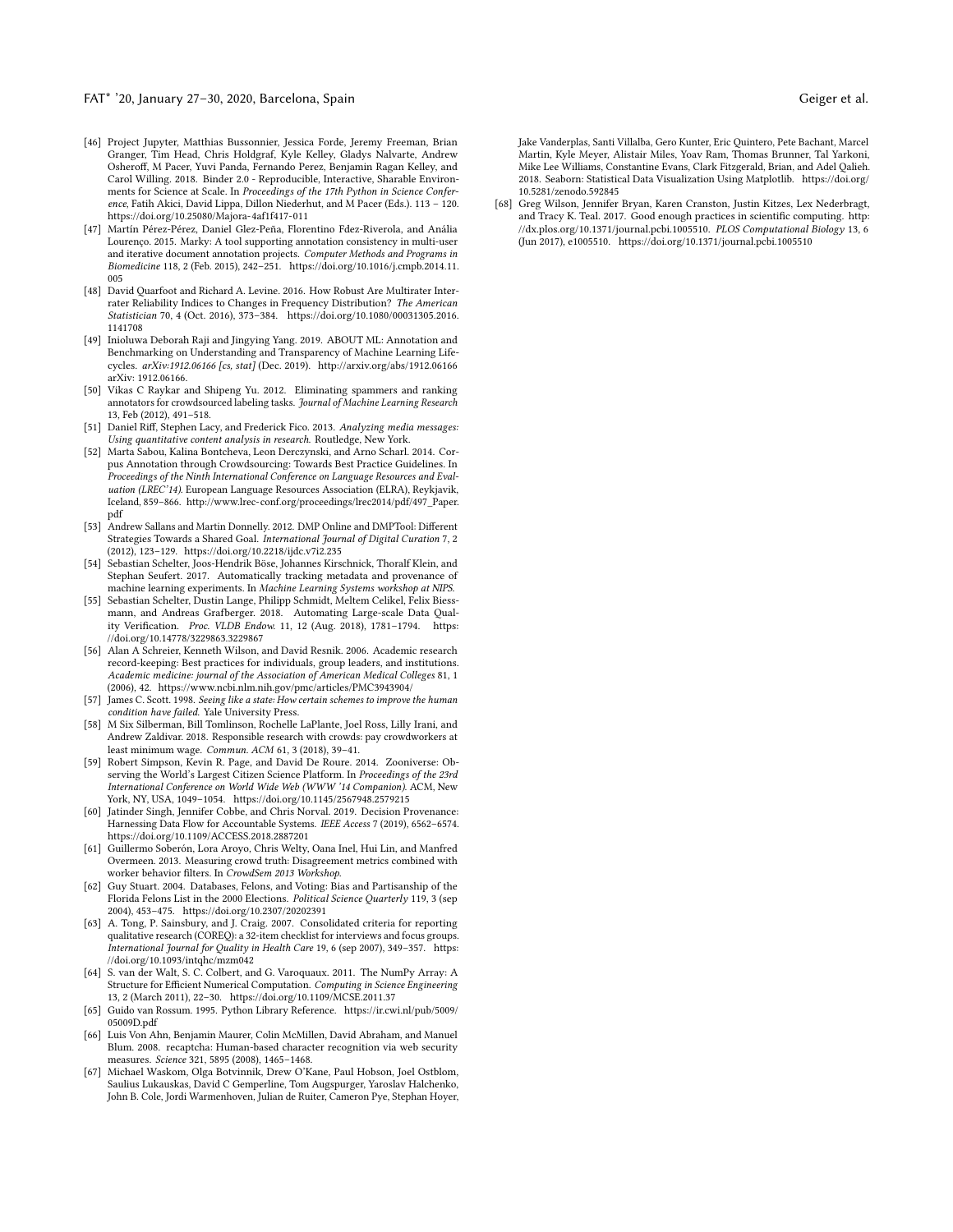- [46] Project Jupyter, Matthias Bussonnier, Jessica Forde, Jeremy Freeman, Brian Granger, Tim Head, Chris Holdgraf, Kyle Kelley, Gladys Nalvarte, Andrew Osheroff, M Pacer, Yuvi Panda, Fernando Perez, Benjamin Ragan Kelley, and Carol Willing. 2018. Binder 2.0 - Reproducible, Interactive, Sharable Environments for Science at Scale. In *Proceedings of the 17th Python in Science Conference*, Fatih Akici, David Lippa, Dillon Niederhut, and M Pacer (Eds.). 113 – 120. https://doi.org/10.25080/Majora-4af1f417-011
- [47] Martín Pérez-Pérez, Daniel Glez-Peña, Florentino Fdez-Riverola, and Anália Lourenço. 2015. Marky: A tool supporting annotation consistency in multi-user and iterative document annotation projects. *Computer Methods and Programs in Biomedicine* 118, 2 (Feb. 2015), 242–251. https://doi.org/10.1016/j.cmpb.2014.11.005
- [48] David Quarfoot and Richard A. Levine. 2016. How Robust Are Multirater Interrater Reliability Indices to Changes in Frequency Distribution? *The American Statistician* 70, 4 (Oct. 2016), 373–384. https://doi.org/10.1080/00031305.2016.1141708
- [49] Inioluwa Deborah Raji and Jingying Yang. 2019. ABOUT ML: Annotation and Benchmarking on Understanding and Transparency of Machine Learning Lifecycles. *arXiv:1912.06166 [cs, stat]* (Dec. 2019). http://arxiv.org/abs/1912.06166 arXiv: 1912.06166.
- [50] Vikas C Raykar and Shipeng Yu. 2012. Eliminating spammers and ranking annotators for crowdsourced labeling tasks. *Journal of Machine Learning Research* 13, Feb (2012), 491–518.
- [51] Daniel Riff, Stephen Lacy, and Frederick Fico. 2013. *Analyzing media messages: Using quantitative content analysis in research*. Routledge, New York.
- [52] Marta Sabou, Kalina Bontcheva, Leon Derczynski, and Arno Scharl. 2014. Corpus Annotation through Crowdsourcing: Towards Best Practice Guidelines. In *Proceedings of the Ninth International Conference on Language Resources and Evaluation (LREC'14)*. European Language Resources Association (ELRA), Reykjavik, Iceland, 859–866. http://www.lrec-conf.org/proceedings/lrec2014/pdf/497_Paper.pdf
- [53] Andrew Sallans and Martin Donnelly. 2012. DMP Online and DMPTool: Different Strategies Towards a Shared Goal. *International Journal of Digital Curation* 7, 2 (2012), 123–129. https://doi.org/10.2218/ijdc.v7i2.235
- [54] Sebastian Schelter, Joos-Hendrik Böse, Johannes Kirschnick, Thoralf Klein, and Stephan Seufert. 2017. Automatically tracking metadata and provenance of machine learning experiments. In *Machine Learning Systems workshop at NIPS*.
- [55] Sebastian Schelter, Dustin Lange, Philipp Schmidt, Meltem Celikel, Felix Biessmann, and Andreas Grafberger. 2018. Automating Large-scale Data Quality Verification. *Proc. VLDB Endow.* 11, 12 (Aug. 2018), 1781–1794. https://doi.org/10.14778/3229863.3229867
- [56] Alan A Schreier, Kenneth Wilson, and David Resnik. 2006. Academic research record-keeping: Best practices for individuals, group leaders, and institutions. *Academic medicine: journal of the Association of American Medical Colleges* 81, 1 (2006), 42. https://www.ncbi.nlm.nih.gov/pmc/articles/PMC3943904/
- [57] James C. Scott. 1998. *Seeing like a state: How certain schemes to improve the human condition have failed*. Yale University Press.
- [58] M Six Silberman, Bill Tomlinson, Rochelle LaPlante, Joel Ross, Lilly Irani, and Andrew Zaldivar. 2018. Responsible research with crowds: pay crowdworkers at least minimum wage. *Commun. ACM* 61, 3 (2018), 39–41.
- [59] Robert Simpson, Kevin R. Page, and David De Roure. 2014. Zooniverse: Observing the World's Largest Citizen Science Platform. In *Proceedings of the 23rd International Conference on World Wide Web (WWW '14 Companion)*. ACM, New York, NY, USA, 1049–1054. https://doi.org/10.1145/2567948.2579215
- [60] Jatinder Singh, Jennifer Cobbe, and Chris Norval. 2019. Decision Provenance: Harnessing Data Flow for Accountable Systems. *IEEE Access* 7 (2019), 6562–6574. https://doi.org/10.1109/ACCESS.2018.2887201
- [61] Guillermo Soberón, Lora Aroyo, Chris Welty, Oana Inel, Hui Lin, and Manfred Overmeen. 2013. Measuring crowd truth: Disagreement metrics combined with worker behavior filters. In *CrowdSem 2013 Workshop*.
- [62] Guy Stuart. 2004. Databases, Felons, and Voting: Bias and Partisanship of the Florida Felons List in the 2000 Elections. *Political Science Quarterly* 119, 3 (sep 2004), 453–475. https://doi.org/10.2307/20202391
- [63] A. Tong, P. Sainsbury, and J. Craig. 2007. Consolidated criteria for reporting qualitative research (COREQ): a 32-item checklist for interviews and focus groups. *International Journal for Quality in Health Care* 19, 6 (sep 2007), 349–357. https://doi.org/10.1093/intqhc/mzm042
- [64] S. van der Walt, S. C. Colbert, and G. Varoquaux. 2011. The NumPy Array: A Structure for Efficient Numerical Computation. *Computing in Science Engineering* 13, 2 (March 2011), 22–30. https://doi.org/10.1109/MCSE.2011.37
- [65] Guido van Rossum. 1995. Python Library Reference. https://ir.cwi.nl/pub/5009/05009D.pdf
- [66] Luis Von Ahn, Benjamin Maurer, Colin McMillen, David Abraham, and Manuel Blum. 2008. recaptcha: Human-based character recognition via web security measures. *Science* 321, 5895 (2008), 1465–1468.
- [67] Michael Waskom, Olga Botvinnik, Drew O'Kane, Paul Hobson, Joel Ostblom, Saulius Lukauskas, David C Gemperline, Tom Augspurger, Yaroslav Halchenko, John B. Cole, Jordi Warmenhoven, Julian de Ruiter, Cameron Pye, Stephan Hoyer, Jake Vanderplas, Santi Villalba, Gero Kunter, Eric Quintero, Pete Bachant, Marcel Martin, Kyle Meyer, Alistair Miles, Yoav Ram, Thomas Brunner, Tal Yarkoni, Mike Lee Williams, Constantine Evans, Clark Fitzgerald, Brian, and Adel Qalieh. 2018. Seaborn: Statistical Data Visualization Using Matplotlib. https://doi.org/10.5281/zenodo.592845
- [68] Greg Wilson, Jennifer Bryan, Karen Cranston, Justin Kitzes, Lex Nederbragt, and Tracy K. Teal. 2017. Good enough practices in scientific computing. http://dx.plos.org/10.1371/journal.pcbi.1005510. *PLOS Computational Biology* 13, 6 (Jun 2017), e1005510. https://doi.org/10.1371/journal.pcbi.1005510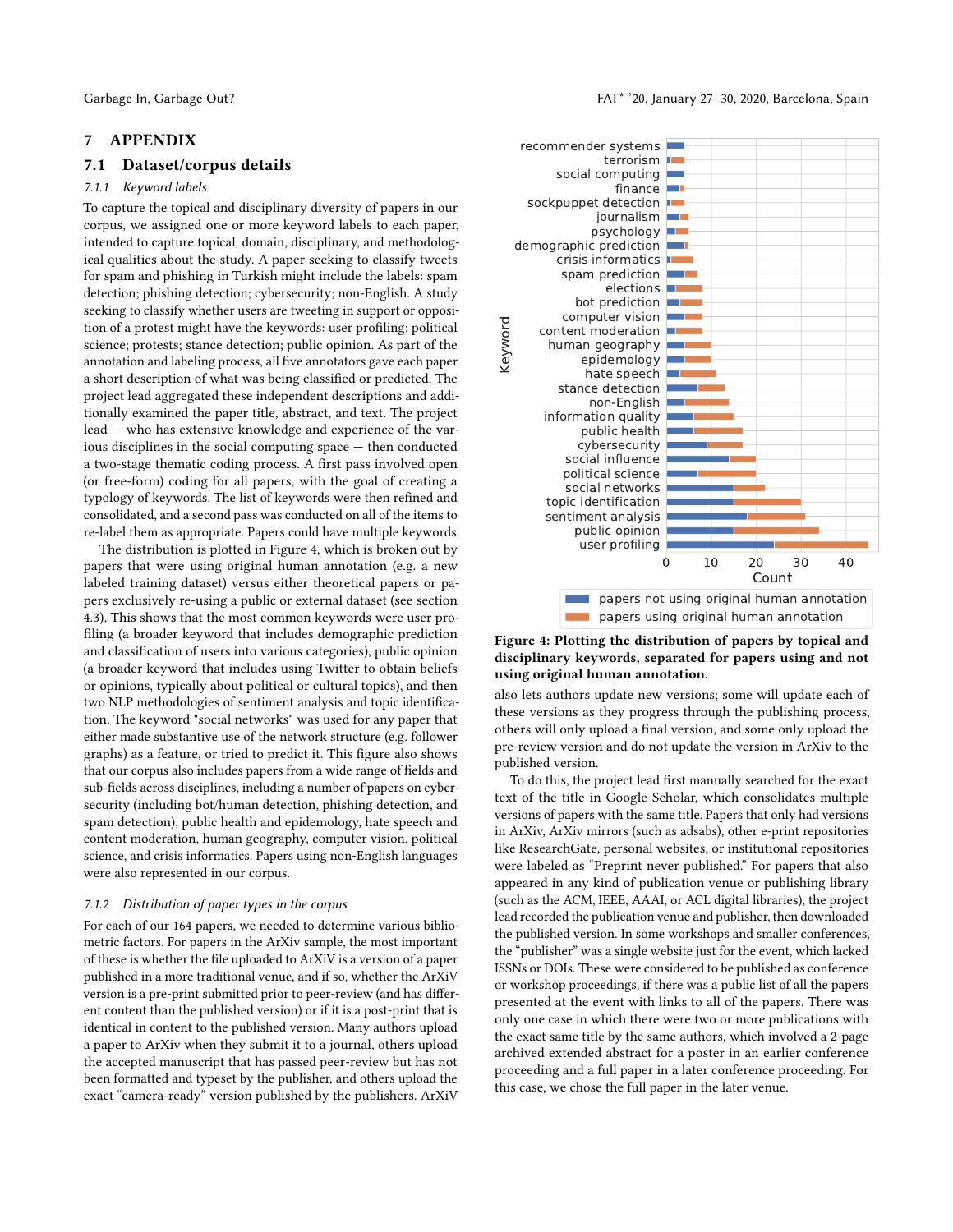## 7 APPENDIX

### 7.1 Dataset/corpus details

#### 7.1.1 Keyword labels

To capture the topical and disciplinary diversity of papers in our corpus, we assigned one or more keyword labels to each paper, intended to capture topical, domain, disciplinary, and methodological qualities about the study. A paper seeking to classify tweets for spam and phishing in Turkish might include the labels: spam detection; phishing detection; cybersecurity; non-English. A study seeking to classify whether users are tweeting in support or opposition of a protest might have the keywords: user profiling; political science; protests; stance detection; public opinion. As part of the annotation and labeling process, all five annotators gave each paper a short description of what was being classified or predicted. The project lead aggregated these independent descriptions and additionally examined the paper title, abstract, and text. The project lead — who has extensive knowledge and experience of the various disciplines in the social computing space — then conducted a two-stage thematic coding process. A first pass involved open (or free-form) coding for all papers, with the goal of creating a typology of keywords. The list of keywords were then refined and consolidated, and a second pass was conducted on all of the items to re-label them as appropriate. Papers could have multiple keywords.

The distribution is plotted in Figure 4, which is broken out by papers that were using original human annotation (e.g. a new labeled training dataset) versus either theoretical papers or papers exclusively re-using a public or external dataset (see section 4.3). This shows that the most common keywords were user profiling (a broader keyword that includes demographic prediction and classification of users into various categories), public opinion (a broader keyword that includes using Twitter to obtain beliefs or opinions, typically about political or cultural topics), and then two NLP methodologies of sentiment analysis and topic identification. The keyword "social networks" was used for any paper that either made substantive use of the network structure (e.g. follower graphs) as a feature, or tried to predict it. This figure also shows that our corpus also includes papers from a wide range of fields and sub-fields across disciplines, including a number of papers on cybersecurity (including bot/human detection, phishing detection, and spam detection), public health and epidemology, hate speech and content moderation, human geography, computer vision, political science, and crisis informatics. Papers using non-English languages were also represented in our corpus.

**Figure 4: Plotting the distribution of papers by topical and disciplinary keywords, separated for papers using and not using original human annotation.**

#### 7.1.2 Distribution of paper types in the corpus

For each of our 164 papers, we needed to determine various bibliometric factors. For papers in the ArXiv sample, the most important of these is whether the file uploaded to ArXiV is a version of a paper published in a more traditional venue, and if so, whether the ArXiV version is a pre-print submitted prior to peer-review (and has different content than the published version) or if it is a post-print that is identical in content to the published version. Many authors upload a paper to ArXiv when they submit it to a journal, others upload the accepted manuscript that has passed peer-review but has not been formatted and typeset by the publisher, and others upload the exact "camera-ready" version published by the publishers. ArXiV also lets authors update new versions; some will update each of these versions as they progress through the publishing process, others will only upload a final version, and some only upload the pre-review version and do not update the version in ArXiv to the published version.

To do this, the project lead first manually searched for the exact text of the title in Google Scholar, which consolidates multiple versions of papers with the same title. Papers that only had versions in ArXiv, ArXiv mirrors (such as adsabs), other e-print repositories like ResearchGate, personal websites, or institutional repositories were labeled as "Preprint never published." For papers that also appeared in any kind of publication venue or publishing library (such as the ACM, IEEE, AAAI, or ACL digital libraries), the project lead recorded the publication venue and publisher, then downloaded the published version. In some workshops and smaller conferences, the "publisher" was a single website just for the event, which lacked ISSNs or DOIs. These were considered to be published as conference or workshop proceedings, if there was a public list of all the papers presented at the event with links to all of the papers. There was only one case in which there were two or more publications with the exact same title by the same authors, which involved a 2-page archived extended abstract for a poster in an earlier conference proceeding and a full paper in a later conference proceeding. For this case, we chose the full paper in the later venue.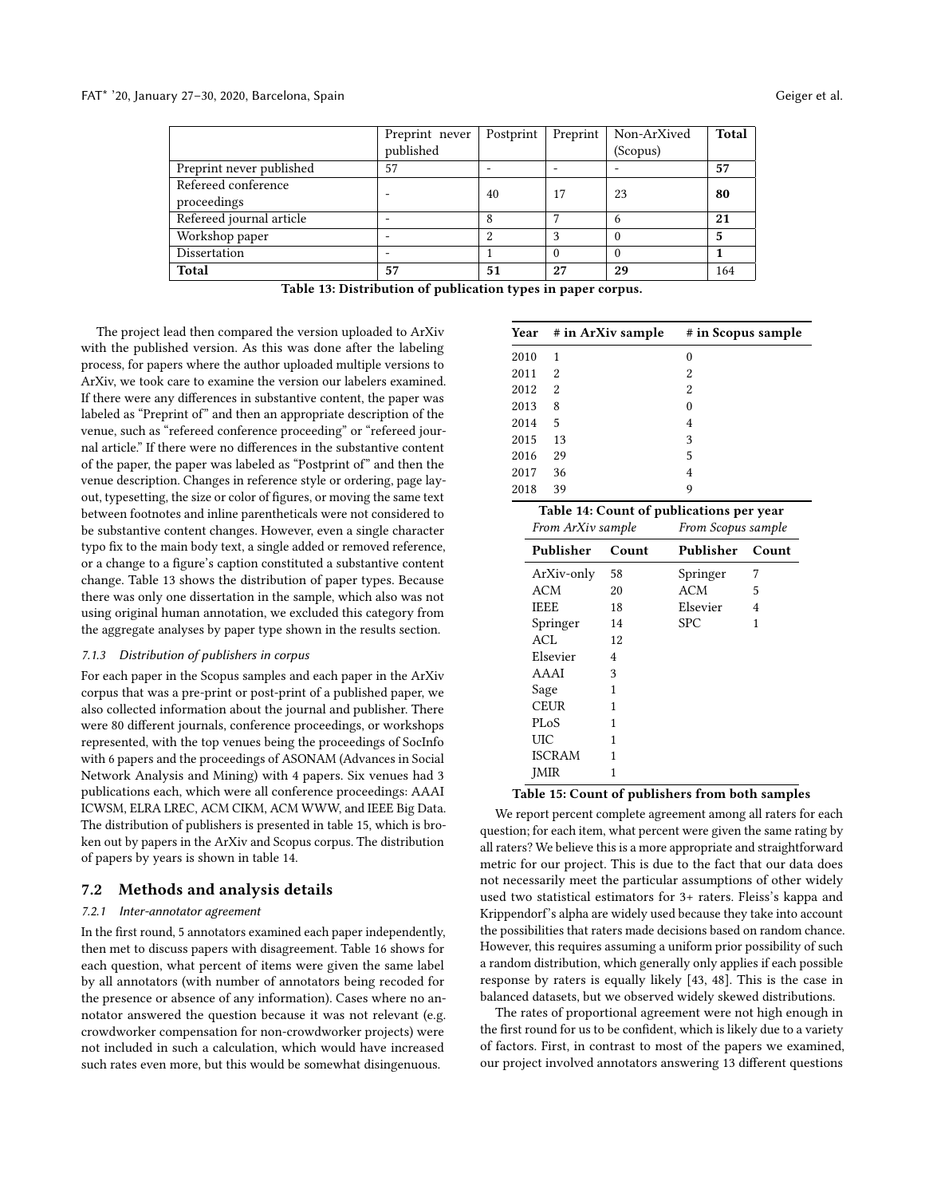| | Preprint never published | Postprint | Preprint | Non-ArXived (Scopus) | **Total** |
|---|---|---|---|---|---|
| Preprint never published | 57 | - | - | - | **57** |
| Refereed conference proceedings | - | 40 | 17 | 23 | **80** |
| Refereed journal article | - | 8 | 7 | 6 | **21** |
| Workshop paper | - | 2 | 3 | 0 | **5** |
| Dissertation | - | 1 | 0 | 0 | **1** |
| **Total** | **57** | **51** | **27** | **29** | 164 |

**Table 13: Distribution of publication types in paper corpus.**

The project lead then compared the version uploaded to ArXiv with the published version. As this was done after the labeling process, for papers where the author uploaded multiple versions to ArXiv, we took care to examine the version our labelers examined. If there were any differences in substantive content, the paper was labeled as "Preprint of" and then an appropriate description of the venue, such as "refereed conference proceeding" or "refereed journal article." If there were no differences in the substantive content of the paper, the paper was labeled as "Postprint of" and then the venue description. Changes in reference style or ordering, page layout, typesetting, the size or color of figures, or moving the same text between footnotes and inline parentheticals were not considered to be substantive content changes. However, even a single character typo fix to the main body text, a single added or removed reference, or a change to a figure's caption constituted a substantive content change. Table 13 shows the distribution of paper types. Because there was only one dissertation in the sample, which also was not using original human annotation, we excluded this category from the aggregate analyses by paper type shown in the results section.

#### 7.1.3 Distribution of publishers in corpus

For each paper in the Scopus samples and each paper in the ArXiv corpus that was a pre-print or post-print of a published paper, we also collected information about the journal and publisher. There were 80 different journals, conference proceedings, or workshops represented, with the top venues being the proceedings of SocInfo with 6 papers and the proceedings of ASONAM (Advances in Social Network Analysis and Mining) with 4 papers. Six venues had 3 publications each, which were all conference proceedings: AAAI ICWSM, ELRA LREC, ACM CIKM, ACM WWW, and IEEE Big Data. The distribution of publishers is presented in table 15, which is broken out by papers in the ArXiv and Scopus corpus. The distribution of papers by years is shown in table 14.

| Year | # in ArXiv sample | # in Scopus sample |
|---|---|---|
| 2010 | 1 | 0 |
| 2011 | 2 | 2 |
| 2012 | 2 | 2 |
| 2013 | 8 | 0 |
| 2014 | 5 | 4 |
| 2015 | 13 | 3 |
| 2016 | 29 | 5 |
| 2017 | 36 | 4 |
| 2018 | 39 | 9 |

**Table 14: Count of publications per year**

| *From ArXiv sample* | | *From Scopus sample* | |
|---|---|---|---|
| **Publisher** | **Count** | **Publisher** | **Count** |
| ArXiv-only | 58 | Springer | 7 |
| ACM | 20 | ACM | 5 |
| IEEE | 18 | Elsevier | 4 |
| Springer | 14 | SPC | 1 |
| ACL | 12 | | |
| Elsevier | 4 | | |
| AAAI | 3 | | |
| Sage | 1 | | |
| CEUR | 1 | | |
| PLoS | 1 | | |
| UIC | 1 | | |
| ISCRAM | 1 | | |
| JMIR | 1 | | |

**Table 15: Count of publishers from both samples**

## 7.2 Methods and analysis details

#### 7.2.1 Inter-annotator agreement

In the first round, 5 annotators examined each paper independently, then met to discuss papers with disagreement. Table 16 shows for each question, what percent of items were given the same label by all annotators (with number of annotators being recoded for the presence or absence of any information). Cases where no annotator answered the question because it was not relevant (e.g. crowdworker compensation for non-crowdworker projects) were not included in such a calculation, which would have increased such rates even more, but this would be somewhat disingenuous.

We report percent complete agreement among all raters for each question; for each item, what percent were given the same rating by all raters? We believe this is a more appropriate and straightforward metric for our project. This is due to the fact that our data does not necessarily meet the particular assumptions of other widely used two statistical estimators for 3+ raters. Fleiss's kappa and Krippendorf's alpha are widely used because they take into account the possibilities that raters made decisions based on random chance. However, this requires assuming a uniform prior possibility of such a random distribution, which generally only applies if each possible response by raters is equally likely [43, 48]. This is the case in balanced datasets, but we observed widely skewed distributions.

The rates of proportional agreement were not high enough in the first round for us to be confident, which is likely due to a variety of factors. First, in contrast to most of the papers we examined, our project involved annotators answering 13 different questions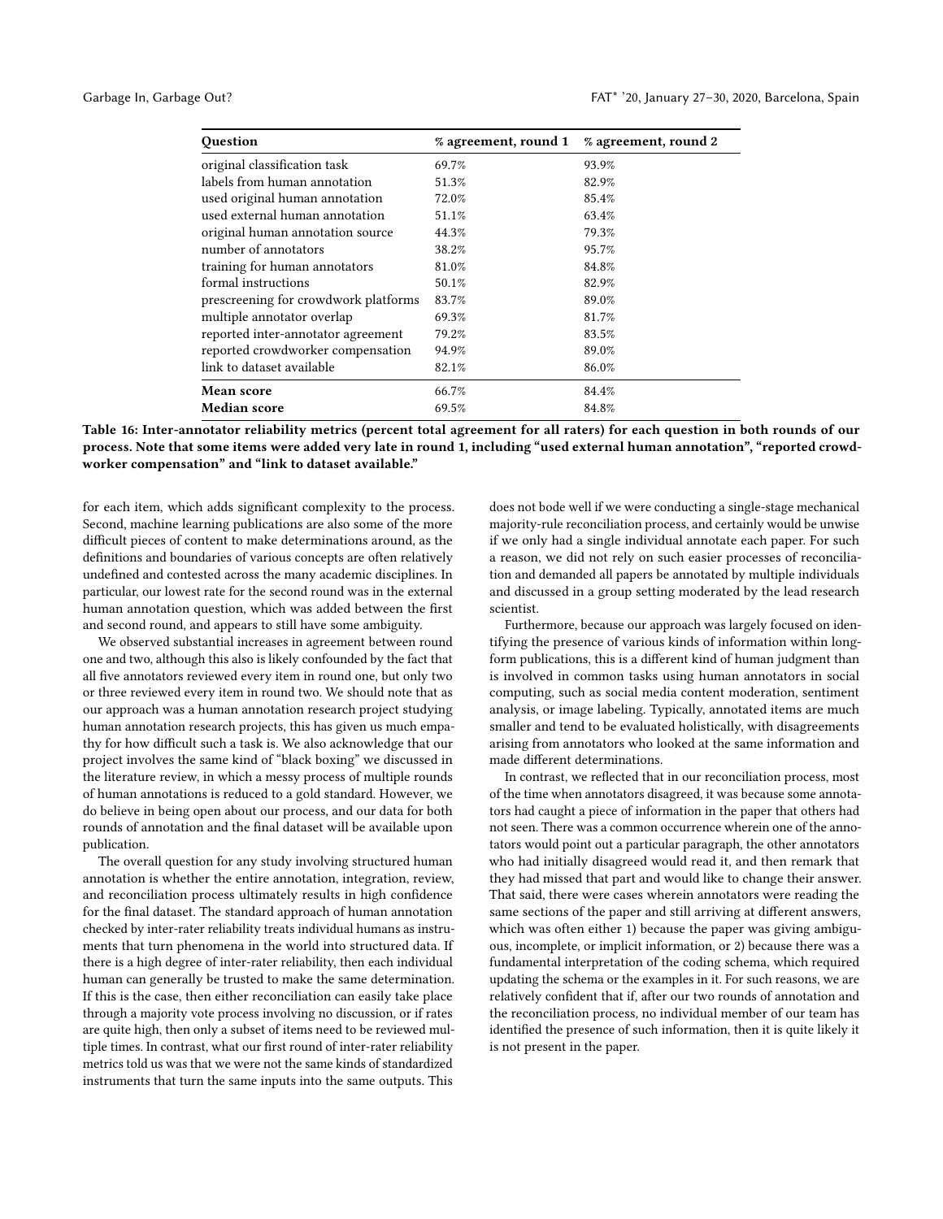| Question | % agreement, round 1 | % agreement, round 2 |
|---|---|---|
| original classification task | 69.7% | 93.9% |
| labels from human annotation | 51.3% | 82.9% |
| used original human annotation | 72.0% | 85.4% |
| used external human annotation | 51.1% | 63.4% |
| original human annotation source | 44.3% | 79.3% |
| number of annotators | 38.2% | 95.7% |
| training for human annotators | 81.0% | 84.8% |
| formal instructions | 50.1% | 82.9% |
| prescreening for crowdwork platforms | 83.7% | 89.0% |
| multiple annotator overlap | 69.3% | 81.7% |
| reported inter-annotator agreement | 79.2% | 83.5% |
| reported crowdworker compensation | 94.9% | 89.0% |
| link to dataset available | 82.1% | 86.0% |
| **Mean score** | 66.7% | 84.4% |
| **Median score** | 69.5% | 84.8% |

**Table 16: Inter-annotator reliability metrics (percent total agreement for all raters) for each question in both rounds of our process. Note that some items were added very late in round 1, including "used external human annotation", "reported crowdworker compensation" and "link to dataset available."**

for each item, which adds significant complexity to the process. Second, machine learning publications are also some of the more difficult pieces of content to make determinations around, as the definitions and boundaries of various concepts are often relatively undefined and contested across the many academic disciplines. In particular, our lowest rate for the second round was in the external human annotation question, which was added between the first and second round, and appears to still have some ambiguity.

We observed substantial increases in agreement between round one and two, although this also is likely confounded by the fact that all five annotators reviewed every item in round one, but only two or three reviewed every item in round two. We should note that as our approach was a human annotation research project studying human annotation research projects, this has given us much empathy for how difficult such a task is. We also acknowledge that our project involves the same kind of "black boxing" we discussed in the literature review, in which a messy process of multiple rounds of human annotations is reduced to a gold standard. However, we do believe in being open about our process, and our data for both rounds of annotation and the final dataset will be available upon publication.

The overall question for any study involving structured human annotation is whether the entire annotation, integration, review, and reconciliation process ultimately results in high confidence for the final dataset. The standard approach of human annotation checked by inter-rater reliability treats individual humans as instruments that turn phenomena in the world into structured data. If there is a high degree of inter-rater reliability, then each individual human can generally be trusted to make the same determination. If this is the case, then either reconciliation can easily take place through a majority vote process involving no discussion, or if rates are quite high, then only a subset of items need to be reviewed multiple times. In contrast, what our first round of inter-rater reliability metrics told us was that we were not the same kinds of standardized instruments that turn the same inputs into the same outputs. This does not bode well if we were conducting a single-stage mechanical majority-rule reconciliation process, and certainly would be unwise if we only had a single individual annotate each paper. For such a reason, we did not rely on such easier processes of reconciliation and demanded all papers be annotated by multiple individuals and discussed in a group setting moderated by the lead research scientist.

Furthermore, because our approach was largely focused on identifying the presence of various kinds of information within long-form publications, this is a different kind of human judgment than is involved in common tasks using human annotators in social computing, such as social media content moderation, sentiment analysis, or image labeling. Typically, annotated items are much smaller and tend to be evaluated holistically, with disagreements arising from annotators who looked at the same information and made different determinations.

In contrast, we reflected that in our reconciliation process, most of the time when annotators disagreed, it was because some annotators had caught a piece of information in the paper that others had not seen. There was a common occurrence wherein one of the annotators would point out a particular paragraph, the other annotators who had initially disagreed would read it, and then remark that they had missed that part and would like to change their answer. That said, there were cases wherein annotators were reading the same sections of the paper and still arriving at different answers, which was often either 1) because the paper was giving ambiguous, incomplete, or implicit information, or 2) because there was a fundamental interpretation of the coding schema, which required updating the schema or the examples in it. For such reasons, we are relatively confident that if, after our two rounds of annotation and the reconciliation process, no individual member of our team has identified the presence of such information, then it is quite likely it is not present in the paper.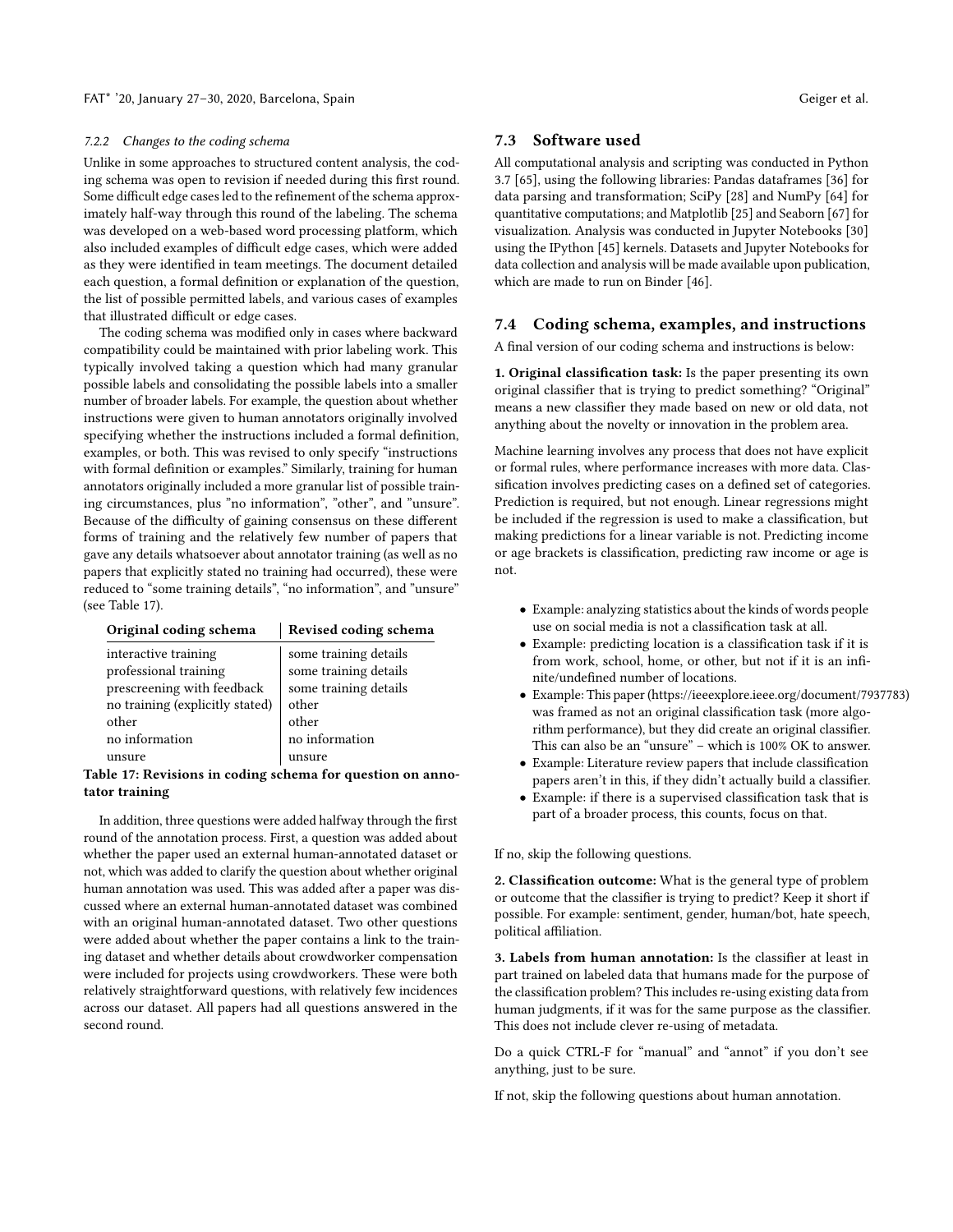#### 7.2.2 Changes to the coding schema

Unlike in some approaches to structured content analysis, the coding schema was open to revision if needed during this first round. Some difficult edge cases led to the refinement of the schema approximately half-way through this round of the labeling. The schema was developed on a web-based word processing platform, which also included examples of difficult edge cases, which were added as they were identified in team meetings. The document detailed each question, a formal definition or explanation of the question, the list of possible permitted labels, and various cases of examples that illustrated difficult or edge cases.

The coding schema was modified only in cases where backward compatibility could be maintained with prior labeling work. This typically involved taking a question which had many granular possible labels and consolidating the possible labels into a smaller number of broader labels. For example, the question about whether instructions were given to human annotators originally involved specifying whether the instructions included a formal definition, examples, or both. This was revised to only specify "instructions with formal definition or examples." Similarly, training for human annotators originally included a more granular list of possible training circumstances, plus "no information", "other", and "unsure". Because of the difficulty of gaining consensus on these different forms of training and the relatively few number of papers that gave any details whatsoever about annotator training (as well as no papers that explicitly stated no training had occurred), these were reduced to "some training details", "no information", and "unsure" (see Table 17).

| Original coding schema | Revised coding schema |
|---|---|
| interactive training | some training details |
| professional training | some training details |
| prescreening with feedback | some training details |
| no training (explicitly stated) | other |
| other | other |
| no information | no information |
| unsure | unsure |

**Table 17: Revisions in coding schema for question on annotator training**

In addition, three questions were added halfway through the first round of the annotation process. First, a question was added about whether the paper used an external human-annotated dataset or not, which was added to clarify the question about whether original human annotation was used. This was added after a paper was discussed where an external human-annotated dataset was combined with an original human-annotated dataset. Two other questions were added about whether the paper contains a link to the training dataset and whether details about crowdworker compensation were included for projects using crowdworkers. These were both relatively straightforward questions, with relatively few incidences across our dataset. All papers had all questions answered in the second round.

### 7.3 Software used

All computational analysis and scripting was conducted in Python 3.7 [65], using the following libraries: Pandas dataframes [36] for data parsing and transformation; SciPy [28] and NumPy [64] for quantitative computations; and Matplotlib [25] and Seaborn [67] for visualization. Analysis was conducted in Jupyter Notebooks [30] using the IPython [45] kernels. Datasets and Jupyter Notebooks for data collection and analysis will be made available upon publication, which are made to run on Binder [46].

### 7.4 Coding schema, examples, and instructions

A final version of our coding schema and instructions is below:

**1. Original classification task:** Is the paper presenting its own original classifier that is trying to predict something? "Original" means a new classifier they made based on new or old data, not anything about the novelty or innovation in the problem area.

Machine learning involves any process that does not have explicit or formal rules, where performance increases with more data. Classification involves predicting cases on a defined set of categories. Prediction is required, but not enough. Linear regressions might be included if the regression is used to make a classification, but making predictions for a linear variable is not. Predicting income or age brackets is classification, predicting raw income or age is not.

- Example: analyzing statistics about the kinds of words people use on social media is not a classification task at all.
- Example: predicting location is a classification task if it is from work, school, home, or other, but not if it is an infinite/undefined number of locations.
- Example: This paper (https://ieeexplore.ieee.org/document/7937783) was framed as not an original classification task (more algorithm performance), but they did create an original classifier. This can also be an "unsure" – which is 100% OK to answer.
- Example: Literature review papers that include classification papers aren't in this, if they didn't actually build a classifier.
- Example: if there is a supervised classification task that is part of a broader process, this counts, focus on that.

If no, skip the following questions.

**2. Classification outcome:** What is the general type of problem or outcome that the classifier is trying to predict? Keep it short if possible. For example: sentiment, gender, human/bot, hate speech, political affiliation.

**3. Labels from human annotation:** Is the classifier at least in part trained on labeled data that humans made for the purpose of the classification problem? This includes re-using existing data from human judgments, if it was for the same purpose as the classifier. This does not include clever re-using of metadata.

Do a quick CTRL-F for "manual" and "annot" if you don't see anything, just to be sure.

If not, skip the following questions about human annotation.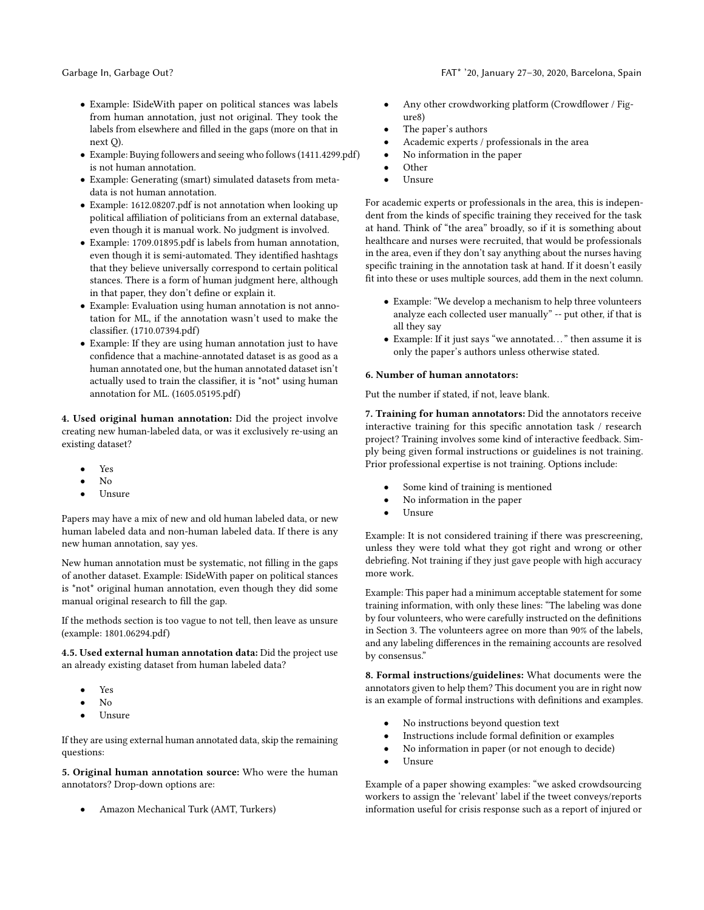- Example: ISideWith paper on political stances was labels from human annotation, just not original. They took the labels from elsewhere and filled in the gaps (more on that in next Q).
- Example: Buying followers and seeing who follows (1411.4299.pdf) is not human annotation.
- Example: Generating (smart) simulated datasets from metadata is not human annotation.
- Example: 1612.08207.pdf is not annotation when looking up political affiliation of politicians from an external database, even though it is manual work. No judgment is involved.
- Example: 1709.01895.pdf is labels from human annotation, even though it is semi-automated. They identified hashtags that they believe universally correspond to certain political stances. There is a form of human judgment here, although in that paper, they don't define or explain it.
- Example: Evaluation using human annotation is not annotation for ML, if the annotation wasn't used to make the classifier. (1710.07394.pdf)
- Example: If they are using human annotation just to have confidence that a machine-annotated dataset is as good as a human annotated one, but the human annotated dataset isn't actually used to train the classifier, it is *not* using human annotation for ML. (1605.05195.pdf)

**4. Used original human annotation:** Did the project involve creating new human-labeled data, or was it exclusively re-using an existing dataset?

- Yes
- No
- Unsure

Papers may have a mix of new and old human labeled data, or new human labeled data and non-human labeled data. If there is any new human annotation, say yes.

New human annotation must be systematic, not filling in the gaps of another dataset. Example: ISideWith paper on political stances is *not* original human annotation, even though they did some manual original research to fill the gap.

If the methods section is too vague to not tell, then leave as unsure (example: 1801.06294.pdf)

**4.5. Used external human annotation data:** Did the project use an already existing dataset from human labeled data?

- Yes
- No
- Unsure

If they are using external human annotated data, skip the remaining questions:

**5. Original human annotation source:** Who were the human annotators? Drop-down options are:

- Amazon Mechanical Turk (AMT, Turkers)
- Any other crowdworking platform (Crowdflower / Figure8)
- The paper's authors
- Academic experts / professionals in the area
- No information in the paper
- Other
- Unsure

For academic experts or professionals in the area, this is independent from the kinds of specific training they received for the task at hand. Think of "the area" broadly, so if it is something about healthcare and nurses were recruited, that would be professionals in the area, even if they don't say anything about the nurses having specific training in the annotation task at hand. If it doesn't easily fit into these or uses multiple sources, add them in the next column.

- Example: "We develop a mechanism to help three volunteers analyze each collected user manually" -- put other, if that is all they say
- Example: If it just says "we annotated…" then assume it is only the paper's authors unless otherwise stated.

**6. Number of human annotators:**

Put the number if stated, if not, leave blank.

**7. Training for human annotators:** Did the annotators receive interactive training for this specific annotation task / research project? Training involves some kind of interactive feedback. Simply being given formal instructions or guidelines is not training. Prior professional expertise is not training. Options include:

- Some kind of training is mentioned
- No information in the paper
- Unsure

Example: It is not considered training if there was prescreening, unless they were told what they got right and wrong or other debriefing. Not training if they just gave people with high accuracy more work.

Example: This paper had a minimum acceptable statement for some training information, with only these lines: "The labeling was done by four volunteers, who were carefully instructed on the definitions in Section 3. The volunteers agree on more than 90% of the labels, and any labeling differences in the remaining accounts are resolved by consensus."

**8. Formal instructions/guidelines:** What documents were the annotators given to help them? This document you are in right now is an example of formal instructions with definitions and examples.

- No instructions beyond question text
- Instructions include formal definition or examples
- No information in paper (or not enough to decide)
- Unsure

Example of a paper showing examples: "we asked crowdsourcing workers to assign the 'relevant' label if the tweet conveys/reports information useful for crisis response such as a report of injured or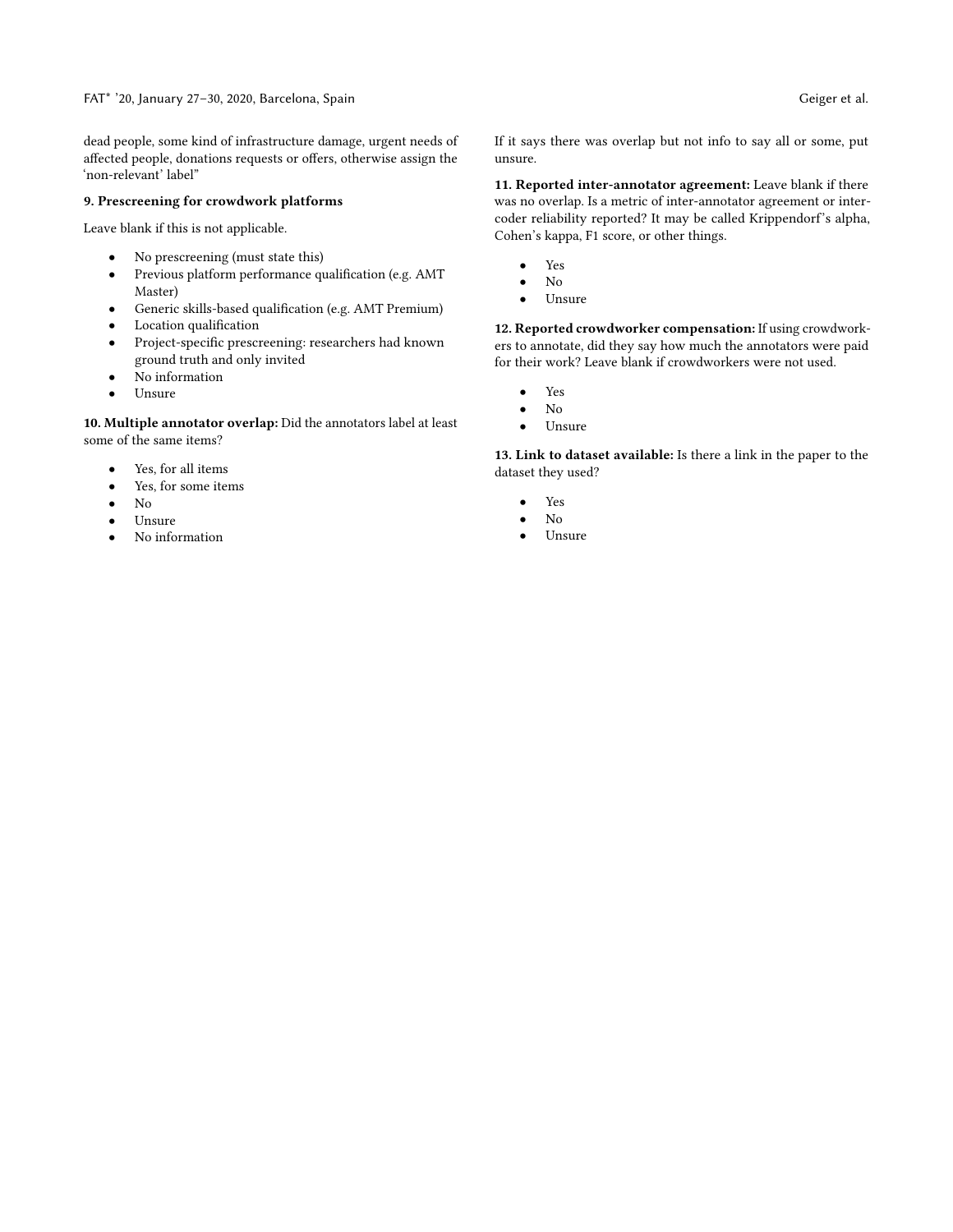dead people, some kind of infrastructure damage, urgent needs of affected people, donations requests or offers, otherwise assign the 'non-relevant' label"

**9. Prescreening for crowdwork platforms**

Leave blank if this is not applicable.

- No prescreening (must state this)
- Previous platform performance qualification (e.g. AMT Master)
- Generic skills-based qualification (e.g. AMT Premium)
- Location qualification
- Project-specific prescreening: researchers had known ground truth and only invited
- No information
- Unsure

**10. Multiple annotator overlap:** Did the annotators label at least some of the same items?

- Yes, for all items
- Yes, for some items
- No
- Unsure
- No information

If it says there was overlap but not info to say all or some, put unsure.

**11. Reported inter-annotator agreement:** Leave blank if there was no overlap. Is a metric of inter-annotator agreement or intercoder reliability reported? It may be called Krippendorf's alpha, Cohen's kappa, F1 score, or other things.

- Yes
- No
- Unsure

**12. Reported crowdworker compensation:** If using crowdworkers to annotate, did they say how much the annotators were paid for their work? Leave blank if crowdworkers were not used.

- Yes
- No
- Unsure

**13. Link to dataset available:** Is there a link in the paper to the dataset they used?

- Yes
- No
- Unsure